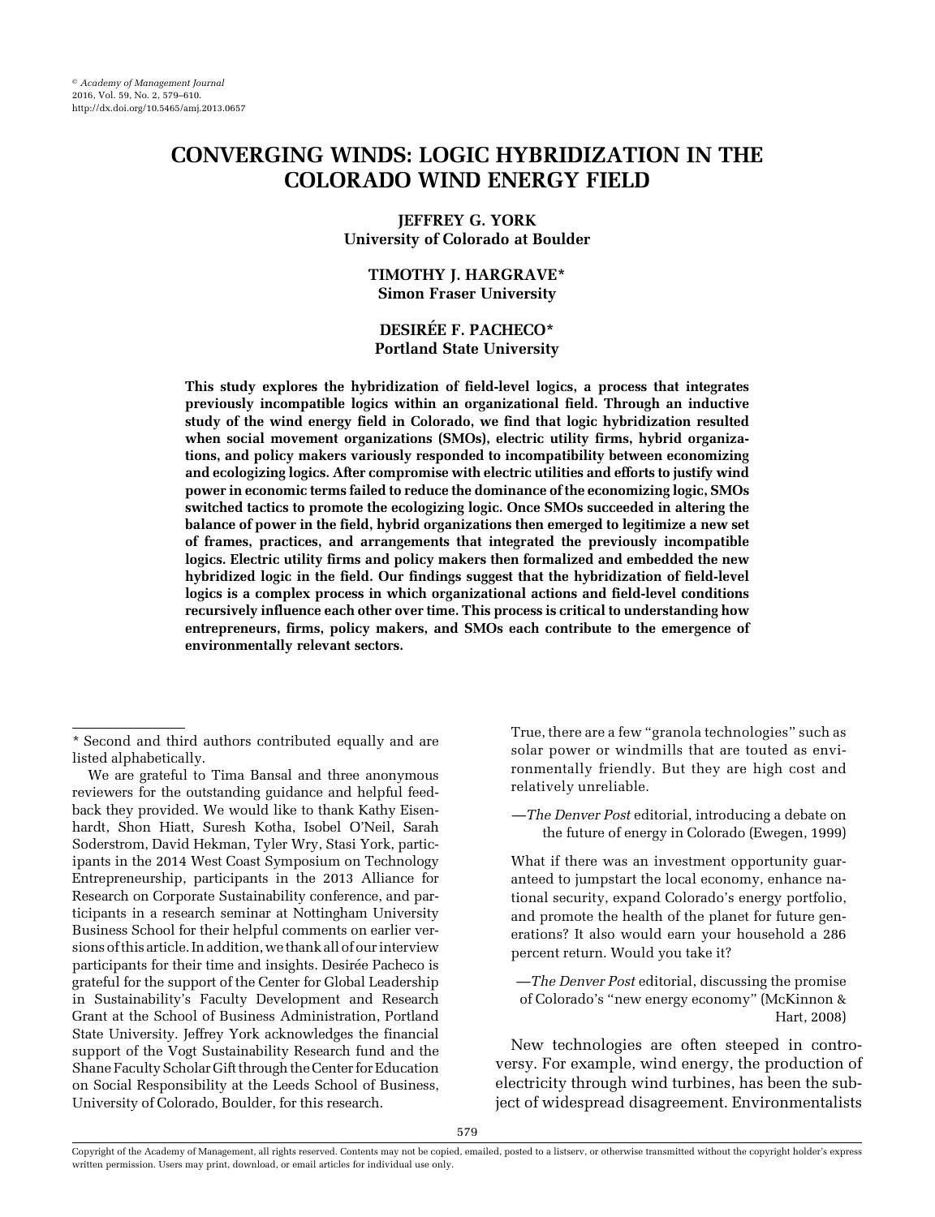# CONVERGING WINDS: LOGIC HYBRIDIZATION IN THE COLORADO WIND ENERGY FIELD

**JEFFREY G. YORK**
**University of Colorado at Boulder**

**TIMOTHY J. HARGRAVE***
**Simon Fraser University**

**DESIRÉE F. PACHECO***
**Portland State University**

**This study explores the hybridization of field-level logics, a process that integrates previously incompatible logics within an organizational field. Through an inductive study of the wind energy field in Colorado, we find that logic hybridization resulted when social movement organizations (SMOs), electric utility firms, hybrid organizations, and policy makers variously responded to incompatibility between economizing and ecologizing logics. After compromise with electric utilities and efforts to justify wind power in economic terms failed to reduce the dominance of the economizing logic, SMOs switched tactics to promote the ecologizing logic. Once SMOs succeeded in altering the balance of power in the field, hybrid organizations then emerged to legitimize a new set of frames, practices, and arrangements that integrated the previously incompatible logics. Electric utility firms and policy makers then formalized and embedded the new hybridized logic in the field. Our findings suggest that the hybridization of field-level logics is a complex process in which organizational actions and field-level conditions recursively influence each other over time. This process is critical to understanding how entrepreneurs, firms, policy makers, and SMOs each contribute to the emergence of environmentally relevant sectors.**

> True, there are a few "granola technologies" such as solar power or windmills that are touted as environmentally friendly. But they are high cost and relatively unreliable.
>
> —*The Denver Post* editorial, introducing a debate on the future of energy in Colorado (Ewegen, 1999)

> What if there was an investment opportunity guaranteed to jumpstart the local economy, enhance national security, expand Colorado's energy portfolio, and promote the health of the planet for future generations? It also would earn your household a 286 percent return. Would you take it?
>
> —*The Denver Post* editorial, discussing the promise of Colorado's "new energy economy" (McKinnon & Hart, 2008)

New technologies are often steeped in controversy. For example, wind energy, the production of electricity through wind turbines, has been the subject of widespread disagreement. Environmentalists

---

* Second and third authors contributed equally and are listed alphabetically.

We are grateful to Tima Bansal and three anonymous reviewers for the outstanding guidance and helpful feedback they provided. We would like to thank Kathy Eisenhardt, Shon Hiatt, Suresh Kotha, Isobel O'Neil, Sarah Soderstrom, David Hekman, Tyler Wry, Stasi York, participants in the 2014 West Coast Symposium on Technology Entrepreneurship, participants in the 2013 Alliance for Research on Corporate Sustainability conference, and participants in a research seminar at Nottingham University Business School for their helpful comments on earlier versions of this article. In addition, we thank all of our interview participants for their time and insights. Desirée Pacheco is grateful for the support of the Center for Global Leadership in Sustainability's Faculty Development and Research Grant at the School of Business Administration, Portland State University. Jeffrey York acknowledges the financial support of the Vogt Sustainability Research fund and the Shane Faculty Scholar Gift through the Center for Education on Social Responsibility at the Leeds School of Business, University of Colorado, Boulder, for this research.

Copyright of the Academy of Management, all rights reserved. Contents may not be copied, emailed, posted to a listserv, or otherwise transmitted without the copyright holder's express written permission. Users may print, download, or email articles for individual use only.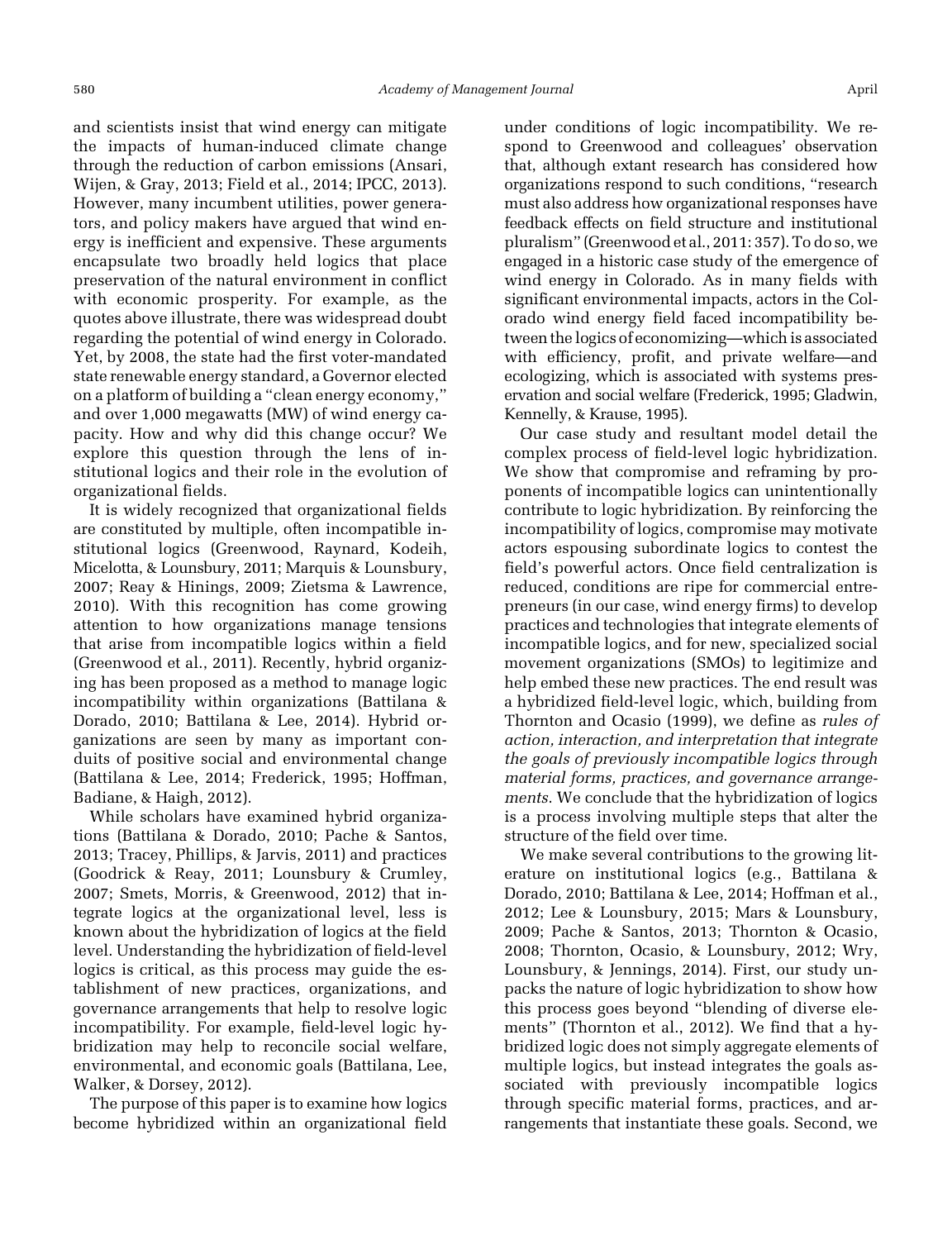and scientists insist that wind energy can mitigate the impacts of human-induced climate change through the reduction of carbon emissions (Ansari, Wijen, & Gray, 2013; Field et al., 2014; IPCC, 2013). However, many incumbent utilities, power generators, and policy makers have argued that wind energy is inefficient and expensive. These arguments encapsulate two broadly held logics that place preservation of the natural environment in conflict with economic prosperity. For example, as the quotes above illustrate, there was widespread doubt regarding the potential of wind energy in Colorado. Yet, by 2008, the state had the first voter-mandated state renewable energy standard, a Governor elected on a platform of building a "clean energy economy," and over 1,000 megawatts (MW) of wind energy capacity. How and why did this change occur? We explore this question through the lens of institutional logics and their role in the evolution of organizational fields.

It is widely recognized that organizational fields are constituted by multiple, often incompatible institutional logics (Greenwood, Raynard, Kodeih, Micelotta, & Lounsbury, 2011; Marquis & Lounsbury, 2007; Reay & Hinings, 2009; Zietsma & Lawrence, 2010). With this recognition has come growing attention to how organizations manage tensions that arise from incompatible logics within a field (Greenwood et al., 2011). Recently, hybrid organizing has been proposed as a method to manage logic incompatibility within organizations (Battilana & Dorado, 2010; Battilana & Lee, 2014). Hybrid organizations are seen by many as important conduits of positive social and environmental change (Battilana & Lee, 2014; Frederick, 1995; Hoffman, Badiane, & Haigh, 2012).

While scholars have examined hybrid organizations (Battilana & Dorado, 2010; Pache & Santos, 2013; Tracey, Phillips, & Jarvis, 2011) and practices (Goodrick & Reay, 2011; Lounsbury & Crumley, 2007; Smets, Morris, & Greenwood, 2012) that integrate logics at the organizational level, less is known about the hybridization of logics at the field level. Understanding the hybridization of field-level logics is critical, as this process may guide the establishment of new practices, organizations, and governance arrangements that help to resolve logic incompatibility. For example, field-level logic hybridization may help to reconcile social welfare, environmental, and economic goals (Battilana, Lee, Walker, & Dorsey, 2012).

The purpose of this paper is to examine how logics become hybridized within an organizational field under conditions of logic incompatibility. We respond to Greenwood and colleagues' observation that, although extant research has considered how organizations respond to such conditions, "research must also address how organizational responses have feedback effects on field structure and institutional pluralism" (Greenwood et al., 2011: 357). To do so, we engaged in a historic case study of the emergence of wind energy in Colorado. As in many fields with significant environmental impacts, actors in the Colorado wind energy field faced incompatibility between the logics of economizing—which is associated with efficiency, profit, and private welfare—and ecologizing, which is associated with systems preservation and social welfare (Frederick, 1995; Gladwin, Kennelly, & Krause, 1995).

Our case study and resultant model detail the complex process of field-level logic hybridization. We show that compromise and reframing by proponents of incompatible logics can unintentionally contribute to logic hybridization. By reinforcing the incompatibility of logics, compromise may motivate actors espousing subordinate logics to contest the field's powerful actors. Once field centralization is reduced, conditions are ripe for commercial entrepreneurs (in our case, wind energy firms) to develop practices and technologies that integrate elements of incompatible logics, and for new, specialized social movement organizations (SMOs) to legitimize and help embed these new practices. The end result was a hybridized field-level logic, which, building from Thornton and Ocasio (1999), we define as *rules of action, interaction, and interpretation that integrate the goals of previously incompatible logics through material forms, practices, and governance arrangements*. We conclude that the hybridization of logics is a process involving multiple steps that alter the structure of the field over time.

We make several contributions to the growing literature on institutional logics (e.g., Battilana & Dorado, 2010; Battilana & Lee, 2014; Hoffman et al., 2012; Lee & Lounsbury, 2015; Mars & Lounsbury, 2009; Pache & Santos, 2013; Thornton & Ocasio, 2008; Thornton, Ocasio, & Lounsbury, 2012; Wry, Lounsbury, & Jennings, 2014). First, our study unpacks the nature of logic hybridization to show how this process goes beyond "blending of diverse elements" (Thornton et al., 2012). We find that a hybridized logic does not simply aggregate elements of multiple logics, but instead integrates the goals associated with previously incompatible logics through specific material forms, practices, and arrangements that instantiate these goals. Second, we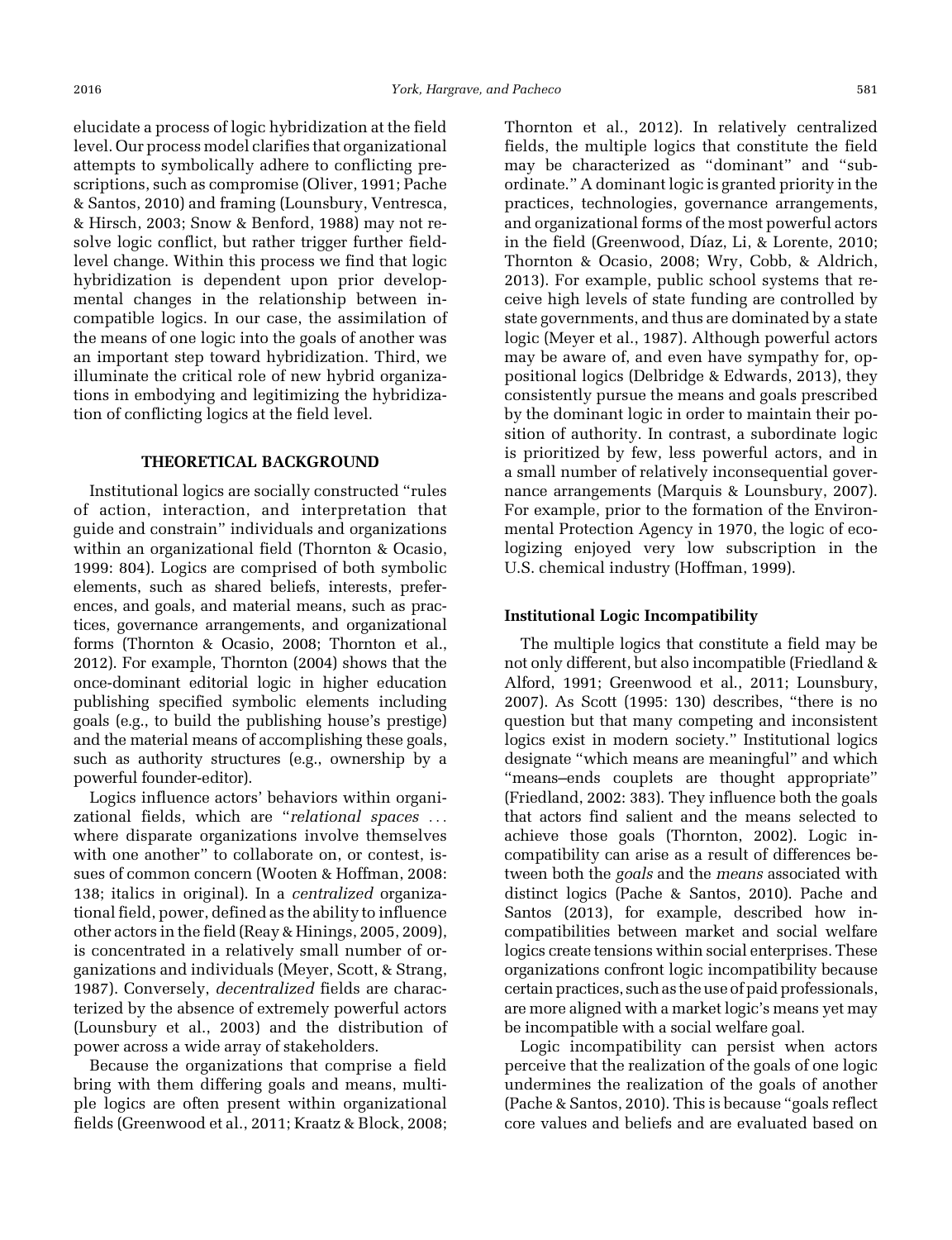elucidate a process of logic hybridization at the field level. Our process model clarifies that organizational attempts to symbolically adhere to conflicting prescriptions, such as compromise (Oliver, 1991; Pache & Santos, 2010) and framing (Lounsbury, Ventresca, & Hirsch, 2003; Snow & Benford, 1988) may not resolve logic conflict, but rather trigger further field-level change. Within this process we find that logic hybridization is dependent upon prior developmental changes in the relationship between incompatible logics. In our case, the assimilation of the means of one logic into the goals of another was an important step toward hybridization. Third, we illuminate the critical role of new hybrid organizations in embodying and legitimizing the hybridization of conflicting logics at the field level.

## THEORETICAL BACKGROUND

Institutional logics are socially constructed "rules of action, interaction, and interpretation that guide and constrain" individuals and organizations within an organizational field (Thornton & Ocasio, 1999: 804). Logics are comprised of both symbolic elements, such as shared beliefs, interests, preferences, and goals, and material means, such as practices, governance arrangements, and organizational forms (Thornton & Ocasio, 2008; Thornton et al., 2012). For example, Thornton (2004) shows that the once-dominant editorial logic in higher education publishing specified symbolic elements including goals (e.g., to build the publishing house's prestige) and the material means of accomplishing these goals, such as authority structures (e.g., ownership by a powerful founder-editor).

Logics influence actors' behaviors within organizational fields, which are "*relational spaces* . . . where disparate organizations involve themselves with one another" to collaborate on, or contest, issues of common concern (Wooten & Hoffman, 2008: 138; italics in original). In a *centralized* organizational field, power, defined as the ability to influence other actors in the field (Reay & Hinings, 2005, 2009), is concentrated in a relatively small number of organizations and individuals (Meyer, Scott, & Strang, 1987). Conversely, *decentralized* fields are characterized by the absence of extremely powerful actors (Lounsbury et al., 2003) and the distribution of power across a wide array of stakeholders.

Because the organizations that comprise a field bring with them differing goals and means, multiple logics are often present within organizational fields (Greenwood et al., 2011; Kraatz & Block, 2008; Thornton et al., 2012). In relatively centralized fields, the multiple logics that constitute the field may be characterized as "dominant" and "subordinate." A dominant logic is granted priority in the practices, technologies, governance arrangements, and organizational forms of the most powerful actors in the field (Greenwood, Díaz, Li, & Lorente, 2010; Thornton & Ocasio, 2008; Wry, Cobb, & Aldrich, 2013). For example, public school systems that receive high levels of state funding are controlled by state governments, and thus are dominated by a state logic (Meyer et al., 1987). Although powerful actors may be aware of, and even have sympathy for, oppositional logics (Delbridge & Edwards, 2013), they consistently pursue the means and goals prescribed by the dominant logic in order to maintain their position of authority. In contrast, a subordinate logic is prioritized by few, less powerful actors, and in a small number of relatively inconsequential governance arrangements (Marquis & Lounsbury, 2007). For example, prior to the formation of the Environmental Protection Agency in 1970, the logic of ecologizing enjoyed very low subscription in the U.S. chemical industry (Hoffman, 1999).

### Institutional Logic Incompatibility

The multiple logics that constitute a field may be not only different, but also incompatible (Friedland & Alford, 1991; Greenwood et al., 2011; Lounsbury, 2007). As Scott (1995: 130) describes, "there is no question but that many competing and inconsistent logics exist in modern society." Institutional logics designate "which means are meaningful" and which "means–ends couplets are thought appropriate" (Friedland, 2002: 383). They influence both the goals that actors find salient and the means selected to achieve those goals (Thornton, 2002). Logic incompatibility can arise as a result of differences between both the *goals* and the *means* associated with distinct logics (Pache & Santos, 2010). Pache and Santos (2013), for example, described how incompatibilities between market and social welfare logics create tensions within social enterprises. These organizations confront logic incompatibility because certain practices, such as the use of paid professionals, are more aligned with a market logic's means yet may be incompatible with a social welfare goal.

Logic incompatibility can persist when actors perceive that the realization of the goals of one logic undermines the realization of the goals of another (Pache & Santos, 2010). This is because "goals reflect core values and beliefs and are evaluated based on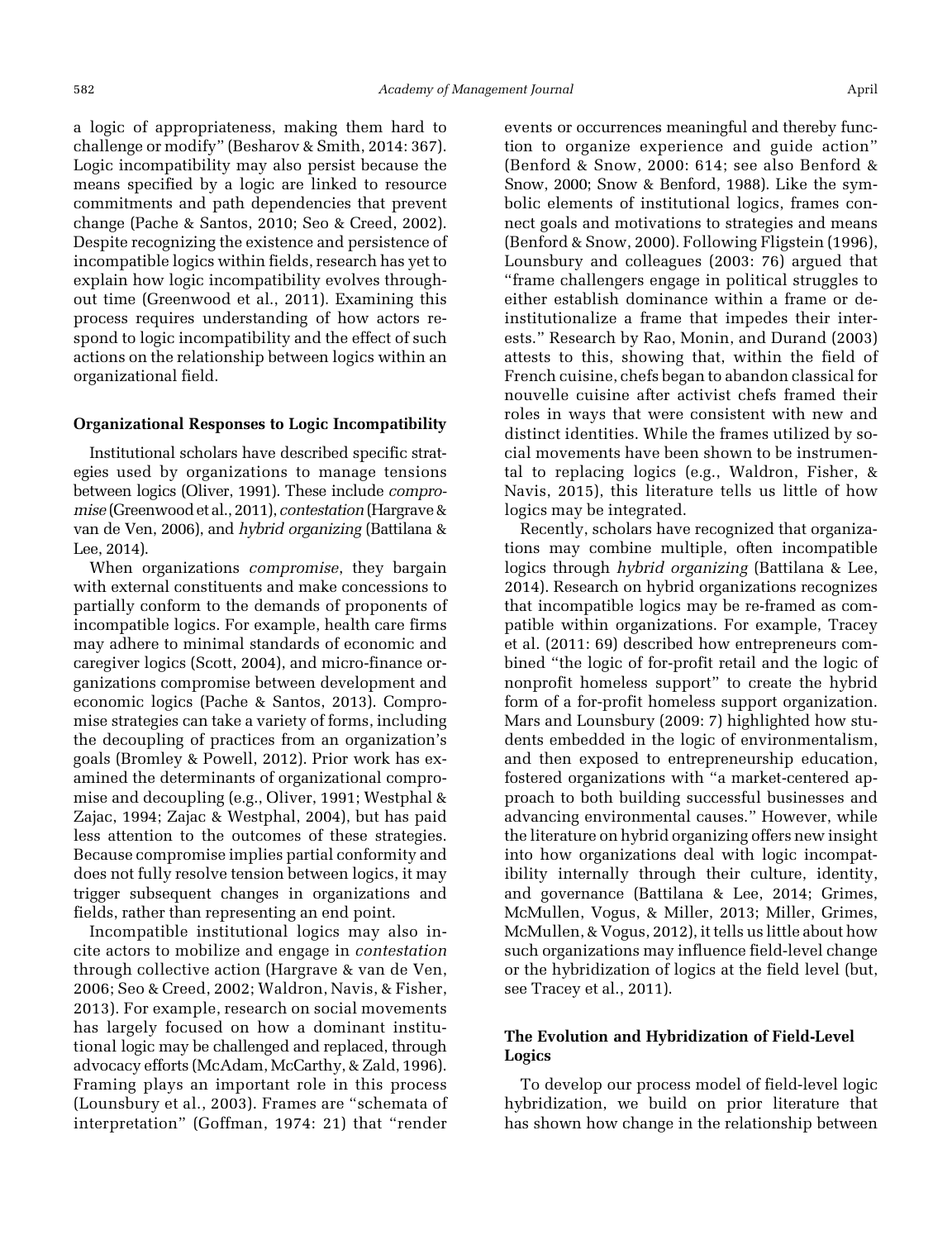a logic of appropriateness, making them hard to challenge or modify" (Besharov & Smith, 2014: 367). Logic incompatibility may also persist because the means specified by a logic are linked to resource commitments and path dependencies that prevent change (Pache & Santos, 2010; Seo & Creed, 2002). Despite recognizing the existence and persistence of incompatible logics within fields, research has yet to explain how logic incompatibility evolves throughout time (Greenwood et al., 2011). Examining this process requires understanding of how actors respond to logic incompatibility and the effect of such actions on the relationship between logics within an organizational field.

### Organizational Responses to Logic Incompatibility

Institutional scholars have described specific strategies used by organizations to manage tensions between logics (Oliver, 1991). These include *compromise* (Greenwood et al., 2011), *contestation* (Hargrave & van de Ven, 2006), and *hybrid organizing* (Battilana & Lee, 2014).

When organizations *compromise*, they bargain with external constituents and make concessions to partially conform to the demands of proponents of incompatible logics. For example, health care firms may adhere to minimal standards of economic and caregiver logics (Scott, 2004), and micro-finance organizations compromise between development and economic logics (Pache & Santos, 2013). Compromise strategies can take a variety of forms, including the decoupling of practices from an organization's goals (Bromley & Powell, 2012). Prior work has examined the determinants of organizational compromise and decoupling (e.g., Oliver, 1991; Westphal & Zajac, 1994; Zajac & Westphal, 2004), but has paid less attention to the outcomes of these strategies. Because compromise implies partial conformity and does not fully resolve tension between logics, it may trigger subsequent changes in organizations and fields, rather than representing an end point.

Incompatible institutional logics may also incite actors to mobilize and engage in *contestation* through collective action (Hargrave & van de Ven, 2006; Seo & Creed, 2002; Waldron, Navis, & Fisher, 2013). For example, research on social movements has largely focused on how a dominant institutional logic may be challenged and replaced, through advocacy efforts (McAdam, McCarthy, & Zald, 1996). Framing plays an important role in this process (Lounsbury et al., 2003). Frames are "schemata of interpretation" (Goffman, 1974: 21) that "render events or occurrences meaningful and thereby function to organize experience and guide action" (Benford & Snow, 2000: 614; see also Benford & Snow, 2000; Snow & Benford, 1988). Like the symbolic elements of institutional logics, frames connect goals and motivations to strategies and means (Benford & Snow, 2000). Following Fligstein (1996), Lounsbury and colleagues (2003: 76) argued that "frame challengers engage in political struggles to either establish dominance within a frame or deinstitutionalize a frame that impedes their interests." Research by Rao, Monin, and Durand (2003) attests to this, showing that, within the field of French cuisine, chefs began to abandon classical for nouvelle cuisine after activist chefs framed their roles in ways that were consistent with new and distinct identities. While the frames utilized by social movements have been shown to be instrumental to replacing logics (e.g., Waldron, Fisher, & Navis, 2015), this literature tells us little of how logics may be integrated.

Recently, scholars have recognized that organizations may combine multiple, often incompatible logics through *hybrid organizing* (Battilana & Lee, 2014). Research on hybrid organizations recognizes that incompatible logics may be re-framed as compatible within organizations. For example, Tracey et al. (2011: 69) described how entrepreneurs combined "the logic of for-profit retail and the logic of nonprofit homeless support" to create the hybrid form of a for-profit homeless support organization. Mars and Lounsbury (2009: 7) highlighted how students embedded in the logic of environmentalism, and then exposed to entrepreneurship education, fostered organizations with "a market-centered approach to both building successful businesses and advancing environmental causes." However, while the literature on hybrid organizing offers new insight into how organizations deal with logic incompatibility internally through their culture, identity, and governance (Battilana & Lee, 2014; Grimes, McMullen, Vogus, & Miller, 2013; Miller, Grimes, McMullen, & Vogus, 2012), it tells us little about how such organizations may influence field-level change or the hybridization of logics at the field level (but, see Tracey et al., 2011).

### The Evolution and Hybridization of Field-Level Logics

To develop our process model of field-level logic hybridization, we build on prior literature that has shown how change in the relationship between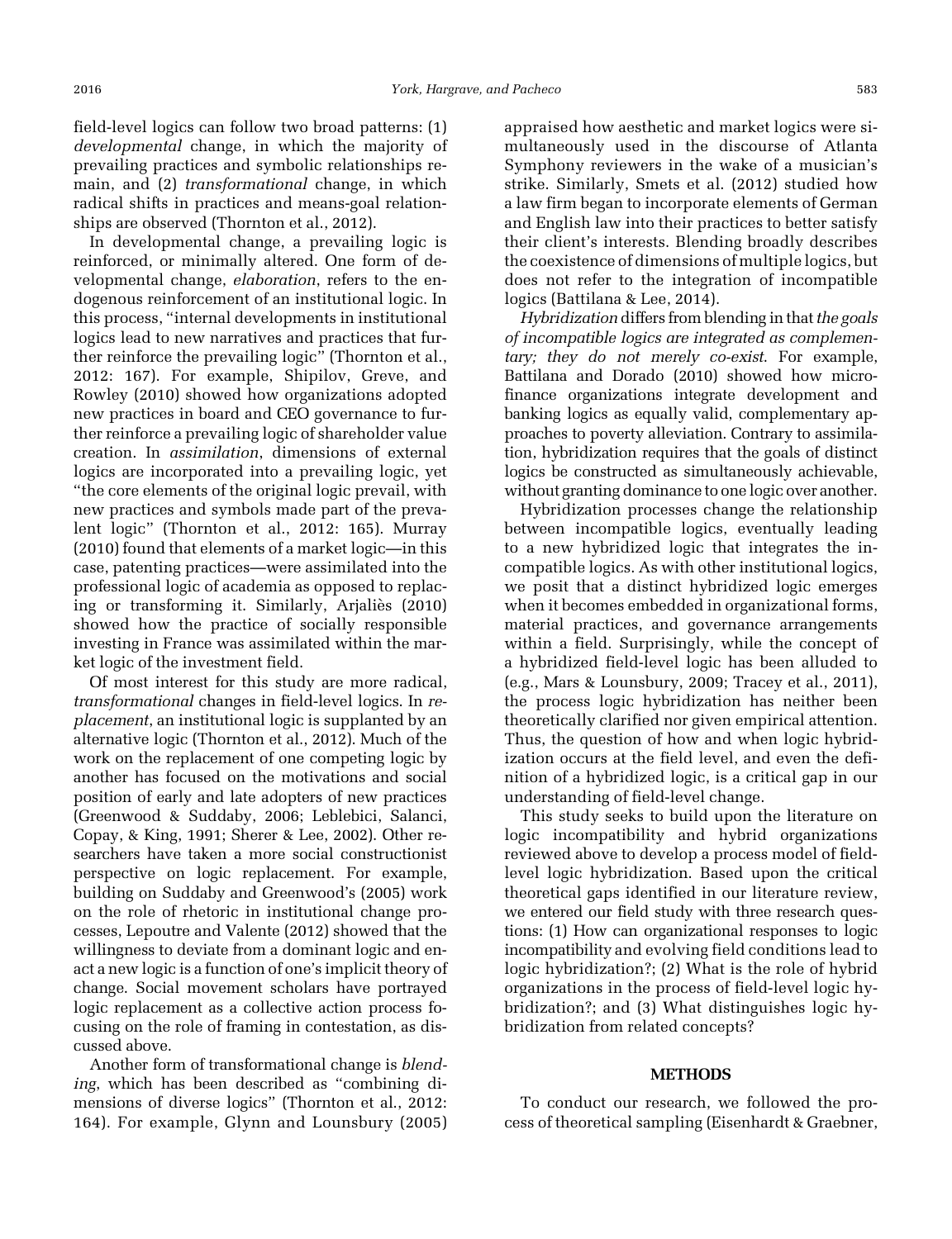field-level logics can follow two broad patterns: (1) *developmental* change, in which the majority of prevailing practices and symbolic relationships remain, and (2) *transformational* change, in which radical shifts in practices and means-goal relationships are observed (Thornton et al., 2012).

In developmental change, a prevailing logic is reinforced, or minimally altered. One form of developmental change, *elaboration*, refers to the endogenous reinforcement of an institutional logic. In this process, "internal developments in institutional logics lead to new narratives and practices that further reinforce the prevailing logic" (Thornton et al., 2012: 167). For example, Shipilov, Greve, and Rowley (2010) showed how organizations adopted new practices in board and CEO governance to further reinforce a prevailing logic of shareholder value creation. In *assimilation*, dimensions of external logics are incorporated into a prevailing logic, yet "the core elements of the original logic prevail, with new practices and symbols made part of the prevalent logic" (Thornton et al., 2012: 165). Murray (2010) found that elements of a market logic—in this case, patenting practices—were assimilated into the professional logic of academia as opposed to replacing or transforming it. Similarly, Arjaliès (2010) showed how the practice of socially responsible investing in France was assimilated within the market logic of the investment field.

Of most interest for this study are more radical, *transformational* changes in field-level logics. In *replacement*, an institutional logic is supplanted by an alternative logic (Thornton et al., 2012). Much of the work on the replacement of one competing logic by another has focused on the motivations and social position of early and late adopters of new practices (Greenwood & Suddaby, 2006; Leblebici, Salanci, Copay, & King, 1991; Sherer & Lee, 2002). Other researchers have taken a more social constructionist perspective on logic replacement. For example, building on Suddaby and Greenwood's (2005) work on the role of rhetoric in institutional change processes, Lepoutre and Valente (2012) showed that the willingness to deviate from a dominant logic and enact a new logic is a function of one's implicit theory of change. Social movement scholars have portrayed logic replacement as a collective action process focusing on the role of framing in contestation, as discussed above.

Another form of transformational change is *blending*, which has been described as "combining dimensions of diverse logics" (Thornton et al., 2012: 164). For example, Glynn and Lounsbury (2005) appraised how aesthetic and market logics were simultaneously used in the discourse of Atlanta Symphony reviewers in the wake of a musician's strike. Similarly, Smets et al. (2012) studied how a law firm began to incorporate elements of German and English law into their practices to better satisfy their client's interests. Blending broadly describes the coexistence of dimensions of multiple logics, but does not refer to the integration of incompatible logics (Battilana & Lee, 2014).

*Hybridization* differs from blending in that *the goals of incompatible logics are integrated as complementary; they do not merely co-exist*. For example, Battilana and Dorado (2010) showed how microfinance organizations integrate development and banking logics as equally valid, complementary approaches to poverty alleviation. Contrary to assimilation, hybridization requires that the goals of distinct logics be constructed as simultaneously achievable, without granting dominance to one logic over another.

Hybridization processes change the relationship between incompatible logics, eventually leading to a new hybridized logic that integrates the incompatible logics. As with other institutional logics, we posit that a distinct hybridized logic emerges when it becomes embedded in organizational forms, material practices, and governance arrangements within a field. Surprisingly, while the concept of a hybridized field-level logic has been alluded to (e.g., Mars & Lounsbury, 2009; Tracey et al., 2011), the process logic hybridization has neither been theoretically clarified nor given empirical attention. Thus, the question of how and when logic hybridization occurs at the field level, and even the definition of a hybridized logic, is a critical gap in our understanding of field-level change.

This study seeks to build upon the literature on logic incompatibility and hybrid organizations reviewed above to develop a process model of field-level logic hybridization. Based upon the critical theoretical gaps identified in our literature review, we entered our field study with three research questions: (1) How can organizational responses to logic incompatibility and evolving field conditions lead to logic hybridization?; (2) What is the role of hybrid organizations in the process of field-level logic hybridization?; and (3) What distinguishes logic hybridization from related concepts?

## METHODS

To conduct our research, we followed the process of theoretical sampling (Eisenhardt & Graebner,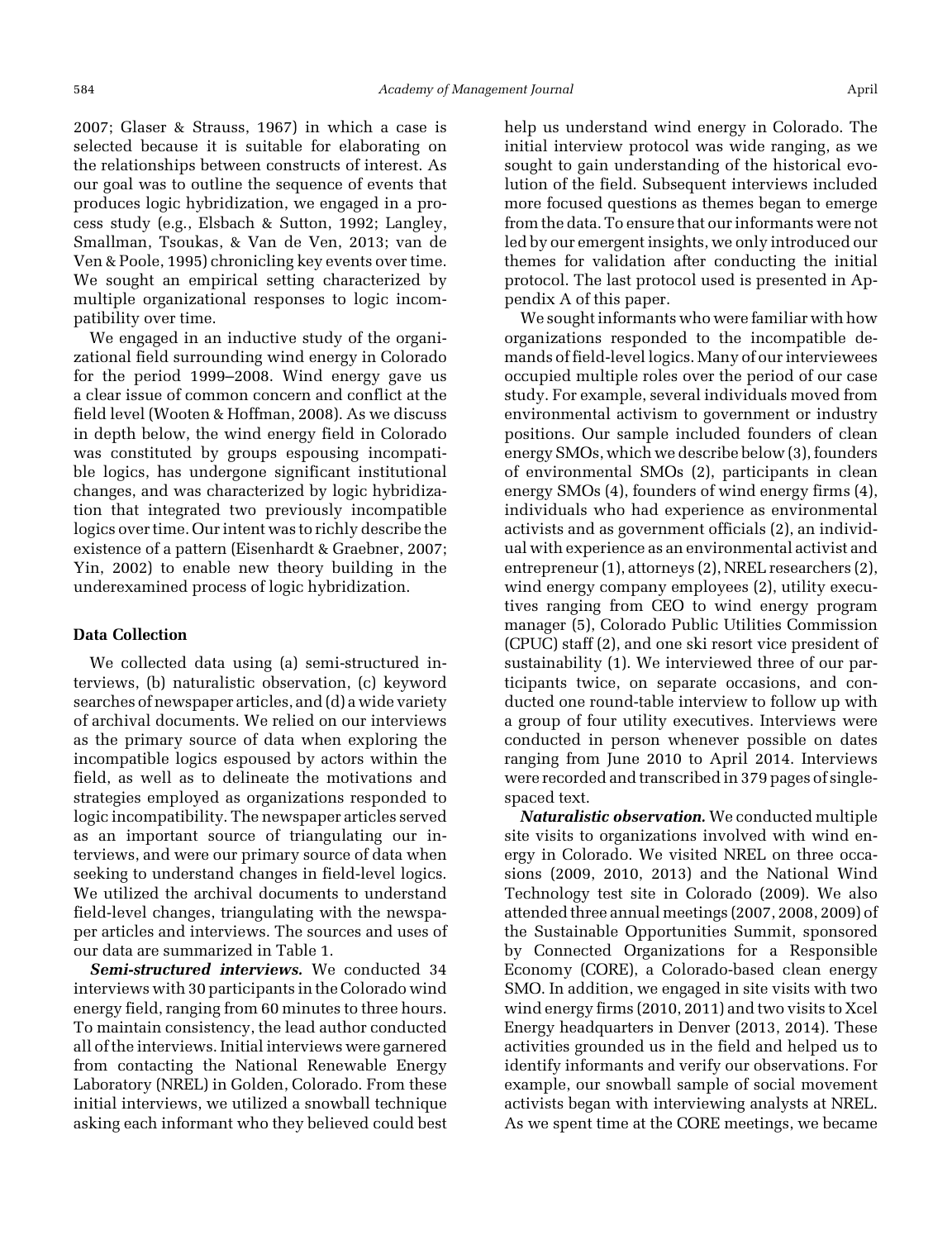2007; Glaser & Strauss, 1967) in which a case is selected because it is suitable for elaborating on the relationships between constructs of interest. As our goal was to outline the sequence of events that produces logic hybridization, we engaged in a process study (e.g., Elsbach & Sutton, 1992; Langley, Smallman, Tsoukas, & Van de Ven, 2013; van de Ven & Poole, 1995) chronicling key events over time. We sought an empirical setting characterized by multiple organizational responses to logic incompatibility over time.

We engaged in an inductive study of the organizational field surrounding wind energy in Colorado for the period 1999–2008. Wind energy gave us a clear issue of common concern and conflict at the field level (Wooten & Hoffman, 2008). As we discuss in depth below, the wind energy field in Colorado was constituted by groups espousing incompatible logics, has undergone significant institutional changes, and was characterized by logic hybridization that integrated two previously incompatible logics over time. Our intent was to richly describe the existence of a pattern (Eisenhardt & Graebner, 2007; Yin, 2002) to enable new theory building in the underexamined process of logic hybridization.

### Data Collection

We collected data using (a) semi-structured interviews, (b) naturalistic observation, (c) keyword searches of newspaper articles, and (d) a wide variety of archival documents. We relied on our interviews as the primary source of data when exploring the incompatible logics espoused by actors within the field, as well as to delineate the motivations and strategies employed as organizations responded to logic incompatibility. The newspaper articles served as an important source of triangulating our interviews, and were our primary source of data when seeking to understand changes in field-level logics. We utilized the archival documents to understand field-level changes, triangulating with the newspaper articles and interviews. The sources and uses of our data are summarized in Table 1.

***Semi-structured interviews.*** We conducted 34 interviews with 30 participants in the Colorado wind energy field, ranging from 60 minutes to three hours. To maintain consistency, the lead author conducted all of the interviews. Initial interviews were garnered from contacting the National Renewable Energy Laboratory (NREL) in Golden, Colorado. From these initial interviews, we utilized a snowball technique asking each informant who they believed could best help us understand wind energy in Colorado. The initial interview protocol was wide ranging, as we sought to gain understanding of the historical evolution of the field. Subsequent interviews included more focused questions as themes began to emerge from the data. To ensure that our informants were not led by our emergent insights, we only introduced our themes for validation after conducting the initial protocol. The last protocol used is presented in Appendix A of this paper.

We sought informants who were familiar with how organizations responded to the incompatible demands of field-level logics. Many of our interviewees occupied multiple roles over the period of our case study. For example, several individuals moved from environmental activism to government or industry positions. Our sample included founders of clean energy SMOs, which we describe below (3), founders of environmental SMOs (2), participants in clean energy SMOs (4), founders of wind energy firms (4), individuals who had experience as environmental activists and as government officials (2), an individual with experience as an environmental activist and entrepreneur (1), attorneys (2), NREL researchers (2), wind energy company employees (2), utility executives ranging from CEO to wind energy program manager (5), Colorado Public Utilities Commission (CPUC) staff (2), and one ski resort vice president of sustainability (1). We interviewed three of our participants twice, on separate occasions, and conducted one round-table interview to follow up with a group of four utility executives. Interviews were conducted in person whenever possible on dates ranging from June 2010 to April 2014. Interviews were recorded and transcribed in 379 pages of single-spaced text.

***Naturalistic observation.*** We conducted multiple site visits to organizations involved with wind energy in Colorado. We visited NREL on three occasions (2009, 2010, 2013) and the National Wind Technology test site in Colorado (2009). We also attended three annual meetings (2007, 2008, 2009) of the Sustainable Opportunities Summit, sponsored by Connected Organizations for a Responsible Economy (CORE), a Colorado-based clean energy SMO. In addition, we engaged in site visits with two wind energy firms (2010, 2011) and two visits to Xcel Energy headquarters in Denver (2013, 2014). These activities grounded us in the field and helped us to identify informants and verify our observations. For example, our snowball sample of social movement activists began with interviewing analysts at NREL. As we spent time at the CORE meetings, we became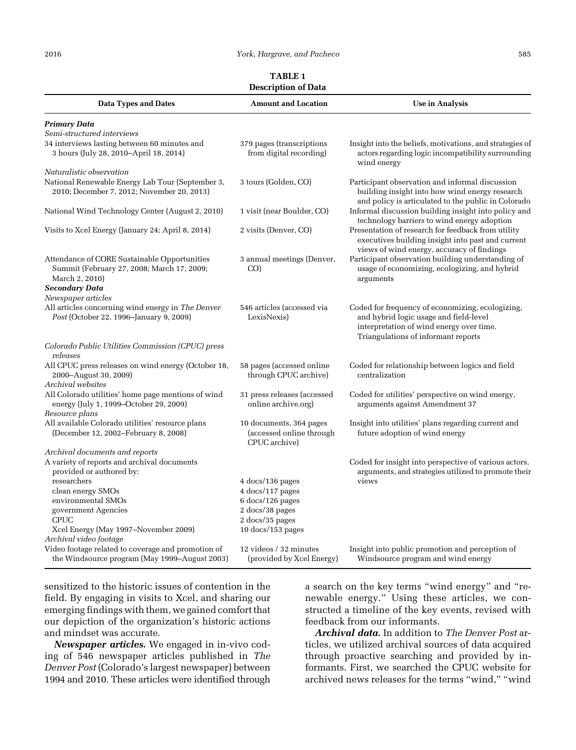**TABLE 1**
**Description of Data**

| Data Types and Dates | Amount and Location | Use in Analysis |
|---|---|---|
| ***Primary Data*** | | |
| *Semi-structured interviews* | | |
| 34 interviews lasting between 60 minutes and 3 hours (July 28, 2010–April 18, 2014) | 379 pages (transcriptions from digital recording) | Insight into the beliefs, motivations, and strategies of actors regarding logic incompatibility surrounding wind energy |
| *Naturalistic observation* | | |
| National Renewable Energy Lab Tour (September 3, 2010; December 7, 2012; November 20, 2013) | 3 tours (Golden, CO) | Participant observation and informal discussion building insight into how wind energy research and policy is articulated to the public in Colorado |
| National Wind Technology Center (August 2, 2010) | 1 visit (near Boulder, CO) | Informal discussion building insight into policy and technology barriers to wind energy adoption |
| Visits to Xcel Energy (January 24; April 8, 2014) | 2 visits (Denver, CO) | Presentation of research for feedback from utility executives building insight into past and current views of wind energy, accuracy of findings |
| Attendance of CORE Sustainable Opportunities Summit (February 27, 2008; March 17, 2009; March 2, 2010) | 3 annual meetings (Denver, CO) | Participant observation building understanding of usage of economizing, ecologizing, and hybrid arguments |
| ***Secondary Data*** | | |
| *Newspaper articles* | | |
| All articles concerning wind energy in *The Denver Post* (October 22, 1996–January 9, 2009) | 546 articles (accessed via LexisNexis) | Coded for frequency of economizing, ecologizing, and hybrid logic usage and field-level interpretation of wind energy over time. Triangulations of informant reports |
| *Colorado Public Utilities Commission (CPUC) press releases* | | |
| All CPUC press releases on wind energy (October 18, 2000–August 30, 2009) | 58 pages (accessed online through CPUC archive) | Coded for relationship between logics and field centralization |
| *Archival websites* | | |
| All Colorado utilities' home page mentions of wind energy (July 1, 1999–October 29, 2009) | 31 press releases (accessed online archive.org) | Coded for utilities' perspective on wind energy, arguments against Amendment 37 |
| *Resource plans* | | |
| All available Colorado utilities' resource plans (December 12, 2002–February 8, 2008) | 10 documents, 364 pages (accessed online through CPUC archive) | Insight into utilities' plans regarding current and future adoption of wind energy |
| *Archival documents and reports* | | |
| A variety of reports and archival documents provided or authored by: | | Coded for insight into perspective of various actors, arguments, and strategies utilized to promote their views |
| researchers | 4 docs/136 pages | |
| clean energy SMOs | 4 docs/117 pages | |
| environmental SMOs | 6 docs/126 pages | |
| government Agencies | 2 docs/38 pages | |
| CPUC | 2 docs/35 pages | |
| Xcel Energy (May 1997–November 2009) | 10 docs/153 pages | |
| *Archival video footage* | | |
| Video footage related to coverage and promotion of the Windsource program (May 1999–August 2003) | 12 videos / 32 minutes (provided by Xcel Energy) | Insight into public promotion and perception of Windsource program and wind energy |

sensitized to the historic issues of contention in the field. By engaging in visits to Xcel, and sharing our emerging findings with them, we gained comfort that our depiction of the organization's historic actions and mindset was accurate.

***Newspaper articles.*** We engaged in in-vivo coding of 546 newspaper articles published in *The Denver Post* (Colorado's largest newspaper) between 1994 and 2010. These articles were identified through a search on the key terms "wind energy" and "renewable energy." Using these articles, we constructed a timeline of the key events, revised with feedback from our informants.

***Archival data.*** In addition to *The Denver Post* articles, we utilized archival sources of data acquired through proactive searching and provided by informants. First, we searched the CPUC website for archived news releases for the terms "wind," "wind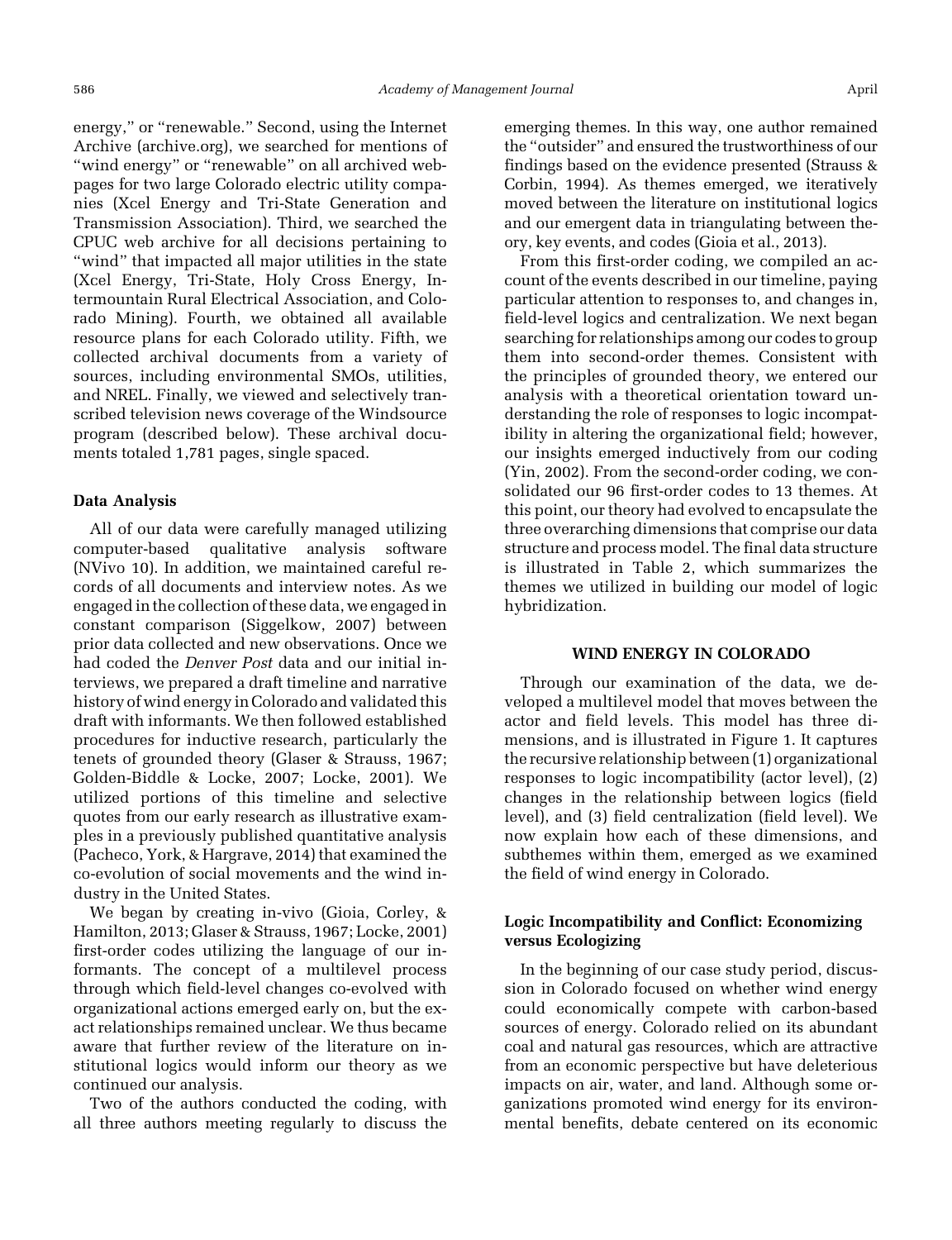energy," or "renewable." Second, using the Internet Archive (archive.org), we searched for mentions of "wind energy" or "renewable" on all archived webpages for two large Colorado electric utility companies (Xcel Energy and Tri-State Generation and Transmission Association). Third, we searched the CPUC web archive for all decisions pertaining to "wind" that impacted all major utilities in the state (Xcel Energy, Tri-State, Holy Cross Energy, Intermountain Rural Electrical Association, and Colorado Mining). Fourth, we obtained all available resource plans for each Colorado utility. Fifth, we collected archival documents from a variety of sources, including environmental SMOs, utilities, and NREL. Finally, we viewed and selectively transcribed television news coverage of the Windsource program (described below). These archival documents totaled 1,781 pages, single spaced.

### Data Analysis

All of our data were carefully managed utilizing computer-based qualitative analysis software (NVivo 10). In addition, we maintained careful records of all documents and interview notes. As we engaged in the collection of these data, we engaged in constant comparison (Siggelkow, 2007) between prior data collected and new observations. Once we had coded the *Denver Post* data and our initial interviews, we prepared a draft timeline and narrative history of wind energy in Colorado and validated this draft with informants. We then followed established procedures for inductive research, particularly the tenets of grounded theory (Glaser & Strauss, 1967; Golden-Biddle & Locke, 2007; Locke, 2001). We utilized portions of this timeline and selective quotes from our early research as illustrative examples in a previously published quantitative analysis (Pacheco, York, & Hargrave, 2014) that examined the co-evolution of social movements and the wind industry in the United States.

We began by creating in-vivo (Gioia, Corley, & Hamilton, 2013; Glaser & Strauss, 1967; Locke, 2001) first-order codes utilizing the language of our informants. The concept of a multilevel process through which field-level changes co-evolved with organizational actions emerged early on, but the exact relationships remained unclear. We thus became aware that further review of the literature on institutional logics would inform our theory as we continued our analysis.

Two of the authors conducted the coding, with all three authors meeting regularly to discuss the emerging themes. In this way, one author remained the "outsider" and ensured the trustworthiness of our findings based on the evidence presented (Strauss & Corbin, 1994). As themes emerged, we iteratively moved between the literature on institutional logics and our emergent data in triangulating between theory, key events, and codes (Gioia et al., 2013).

From this first-order coding, we compiled an account of the events described in our timeline, paying particular attention to responses to, and changes in, field-level logics and centralization. We next began searching for relationships among our codes to group them into second-order themes. Consistent with the principles of grounded theory, we entered our analysis with a theoretical orientation toward understanding the role of responses to logic incompatibility in altering the organizational field; however, our insights emerged inductively from our coding (Yin, 2002). From the second-order coding, we consolidated our 96 first-order codes to 13 themes. At this point, our theory had evolved to encapsulate the three overarching dimensions that comprise our data structure and process model. The final data structure is illustrated in Table 2, which summarizes the themes we utilized in building our model of logic hybridization.

## WIND ENERGY IN COLORADO

Through our examination of the data, we developed a multilevel model that moves between the actor and field levels. This model has three dimensions, and is illustrated in Figure 1. It captures the recursive relationship between (1) organizational responses to logic incompatibility (actor level), (2) changes in the relationship between logics (field level), and (3) field centralization (field level). We now explain how each of these dimensions, and subthemes within them, emerged as we examined the field of wind energy in Colorado.

### Logic Incompatibility and Conflict: Economizing versus Ecologizing

In the beginning of our case study period, discussion in Colorado focused on whether wind energy could economically compete with carbon-based sources of energy. Colorado relied on its abundant coal and natural gas resources, which are attractive from an economic perspective but have deleterious impacts on air, water, and land. Although some organizations promoted wind energy for its environmental benefits, debate centered on its economic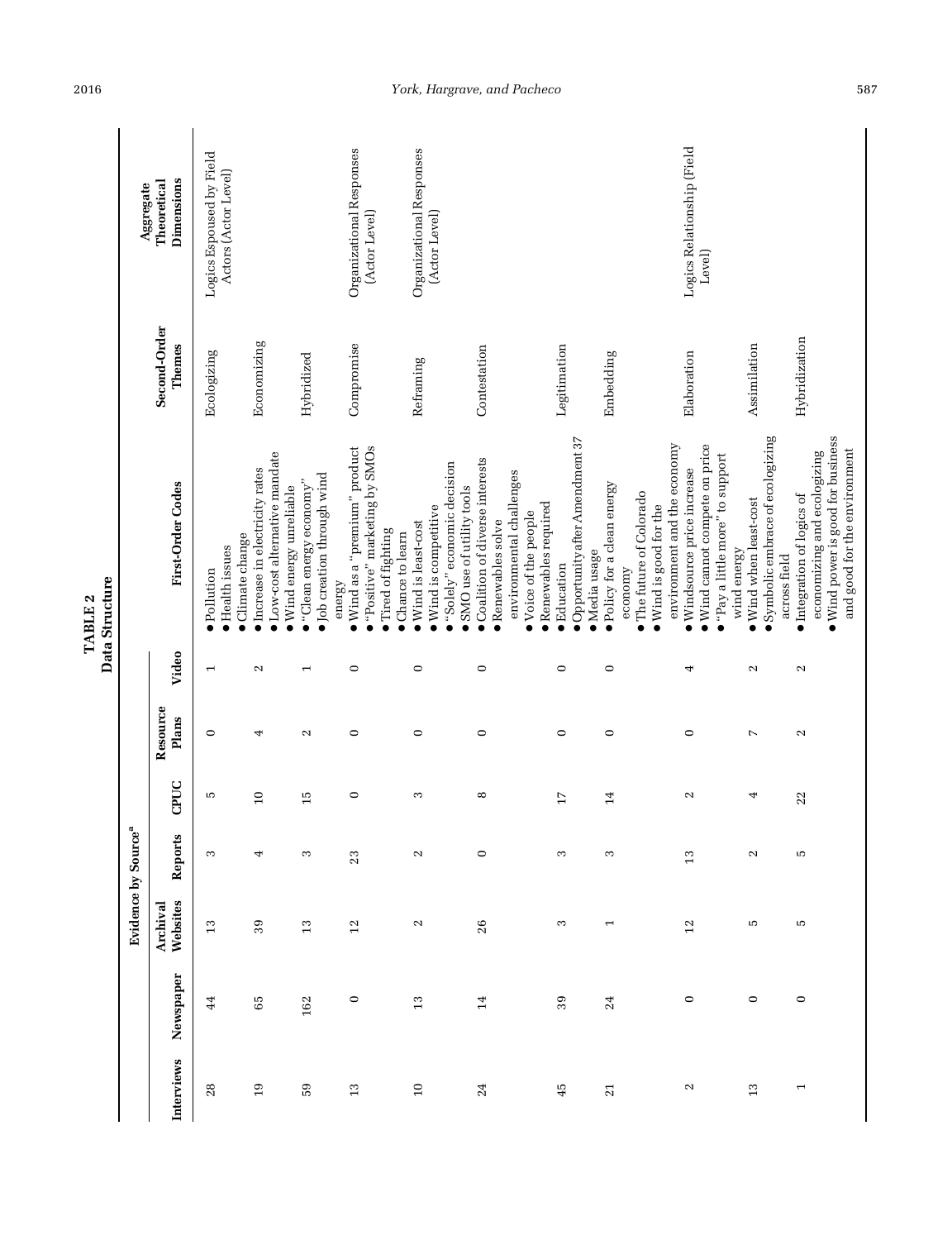**TABLE 2**
**Data Structure**

| Evidence by Source[a] | | | | | | | | | |
|---|---|---|---|---|---|---|---|---|---|
| Interviews | Newspaper | Archival Websites | Reports | CPUC | Resource Plans | Video | First-Order Codes | Second-Order Themes | Aggregate Theoretical Dimensions |
| 28 | 44 | 13 | 3 | 5 | 0 | 1 | • Pollution<br>• Health issues<br>• Climate change | Ecologizing | Logics Espoused by Field Actors (Actor Level) |
| 19 | 65 | 39 | 4 | 10 | 4 | 2 | • Increase in electricity rates<br>• Low-cost alternative mandate | Economizing | |
| 59 | 162 | 13 | 3 | 15 | 2 | 1 | • Wind energy unreliable<br>• "Clean energy economy"<br>• Job creation through wind energy | Hybridized | |
| 13 | 0 | 12 | 23 | 0 | 0 | 0 | • Wind as a "premium" product<br>• "Positive" marketing by SMOs<br>• Tired of fighting<br>• Chance to learn | Compromise | Organizational Responses (Actor Level) |
| 10 | 13 | 2 | 2 | 3 | 0 | 0 | • Wind is least-cost<br>• Wind is competitive<br>• "Solely" economic decision<br>• SMO use of utility tools | Reframing | Organizational Responses (Actor Level) |
| 24 | 14 | 26 | 0 | 8 | 0 | 0 | • Coalition of diverse interests<br>• Renewables solve environmental challenges<br>• Voice of the people<br>• Renewables required | Contestation | |
| 45 | 39 | 3 | 3 | 17 | 0 | 0 | • Education<br>• Opportunity after Amendment 37<br>• Media usage | Legitimation | |
| 21 | 24 | 1 | 3 | 14 | 0 | 0 | • Policy for a clean energy economy<br>• The future of Colorado<br>• Wind is good for the environment and the economy | Embedding | |
| 2 | 0 | 12 | 13 | 2 | 0 | 4 | • Windsource price increase<br>• Wind cannot compete on price<br>• "Pay a little more" to support wind energy | Elaboration | Logics Relationship (Field Level) |
| 13 | 0 | 5 | 2 | 4 | 7 | 2 | • Wind when least-cost<br>• Symbolic embrace of ecologizing across field | Assimilation | |
| 1 | 0 | 5 | 5 | 22 | 2 | 2 | • Integration of logics of economizing and ecologizing<br>• Wind power is good for business and good for the environment | Hybridization | |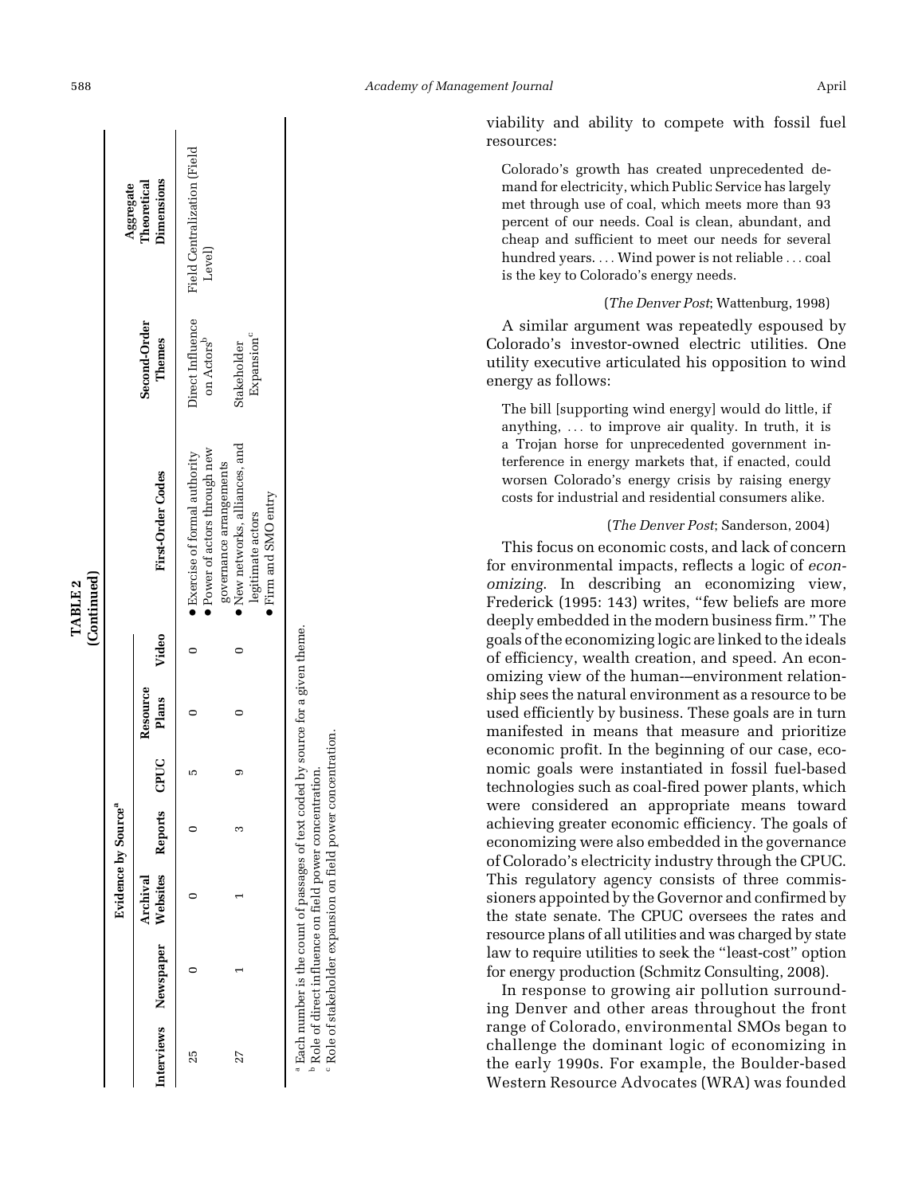**TABLE 2**
**(Continued)**

| Evidence by Source[a] | | | | | | | | | | |
|---|---|---|---|---|---|---|---|---|---|---|
| Interviews | Newspaper | Archival Websites | Reports | CPUC | Resource Plans | Video | First-Order Codes | Second-Order Themes | Aggregate Theoretical Dimensions |
| 25 | 0 | 0 | 0 | 5 | 0 | 0 | • Exercise of formal authority • Power of actors through new governance arrangements | Direct Influence on Actors[b] | Field Centralization (Field Level) |
| 27 | 1 | 1 | 3 | 9 | 0 | 0 | • New networks, alliances, and legitimate actors • Firm and SMO entry | Stakeholder Expansion[c] | |

[a] Each number is the count of passages of text coded by source for a given theme.
[b] Role of direct influence on field power concentration.
[c] Role of stakeholder expansion on field power concentration.

viability and ability to compete with fossil fuel resources:

> Colorado's growth has created unprecedented demand for electricity, which Public Service has largely met through use of coal, which meets more than 93 percent of our needs. Coal is clean, abundant, and cheap and sufficient to meet our needs for several hundred years. . . . Wind power is not reliable . . . coal is the key to Colorado's energy needs.
>
> (*The Denver Post*; Wattenburg, 1998)

A similar argument was repeatedly espoused by Colorado's investor-owned electric utilities. One utility executive articulated his opposition to wind energy as follows:

> The bill [supporting wind energy] would do little, if anything, . . . to improve air quality. In truth, it is a Trojan horse for unprecedented government interference in energy markets that, if enacted, could worsen Colorado's energy crisis by raising energy costs for industrial and residential consumers alike.
>
> (*The Denver Post*; Sanderson, 2004)

This focus on economic costs, and lack of concern for environmental impacts, reflects a logic of *economizing*. In describing an economizing view, Frederick (1995: 143) writes, "few beliefs are more deeply embedded in the modern business firm." The goals of the economizing logic are linked to the ideals of efficiency, wealth creation, and speed. An economizing view of the human–environment relationship sees the natural environment as a resource to be used efficiently by business. These goals are in turn manifested in means that measure and prioritize economic profit. In the beginning of our case, economic goals were instantiated in fossil fuel-based technologies such as coal-fired power plants, which were considered an appropriate means toward achieving greater economic efficiency. The goals of economizing were also embedded in the governance of Colorado's electricity industry through the CPUC. This regulatory agency consists of three commissioners appointed by the Governor and confirmed by the state senate. The CPUC oversees the rates and resource plans of all utilities and was charged by state law to require utilities to seek the "least-cost" option for energy production (Schmitz Consulting, 2008).

In response to growing air pollution surrounding Denver and other areas throughout the front range of Colorado, environmental SMOs began to challenge the dominant logic of economizing in the early 1990s. For example, the Boulder-based Western Resource Advocates (WRA) was founded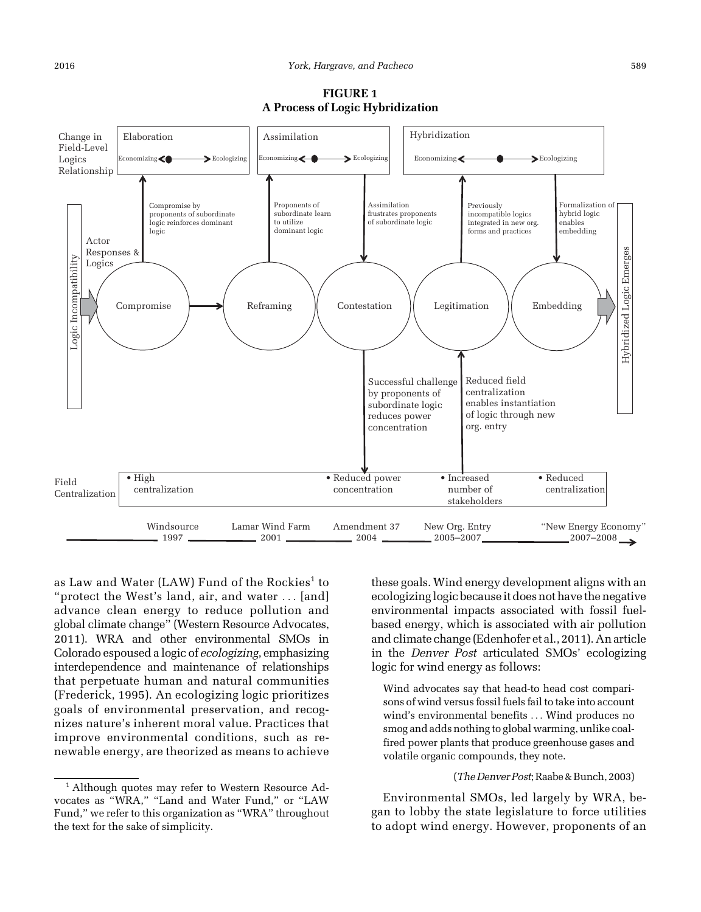**FIGURE 1**
**A Process of Logic Hybridization**

as Law and Water (LAW) Fund of the Rockies[1] to "protect the West's land, air, and water ... [and] advance clean energy to reduce pollution and global climate change" (Western Resource Advocates, 2011). WRA and other environmental SMOs in Colorado espoused a logic of *ecologizing*, emphasizing interdependence and maintenance of relationships that perpetuate human and natural communities (Frederick, 1995). An ecologizing logic prioritizes goals of environmental preservation, and recognizes nature's inherent moral value. Practices that improve environmental conditions, such as renewable energy, are theorized as means to achieve these goals. Wind energy development aligns with an ecologizing logic because it does not have the negative environmental impacts associated with fossil fuel-based energy, which is associated with air pollution and climate change (Edenhofer et al., 2011). An article in the *Denver Post* articulated SMOs' ecologizing logic for wind energy as follows:

> Wind advocates say that head-to head cost comparisons of wind versus fossil fuels fail to take into account wind's environmental benefits ... Wind produces no smog and adds nothing to global warming, unlike coal-fired power plants that produce greenhouse gases and volatile organic compounds, they note.
>
> (*The Denver Post*; Raabe & Bunch, 2003)

Environmental SMOs, led largely by WRA, began to lobby the state legislature to force utilities to adopt wind energy. However, proponents of an

[1] Although quotes may refer to Western Resource Advocates as "WRA," "Land and Water Fund," or "LAW Fund," we refer to this organization as "WRA" throughout the text for the sake of simplicity.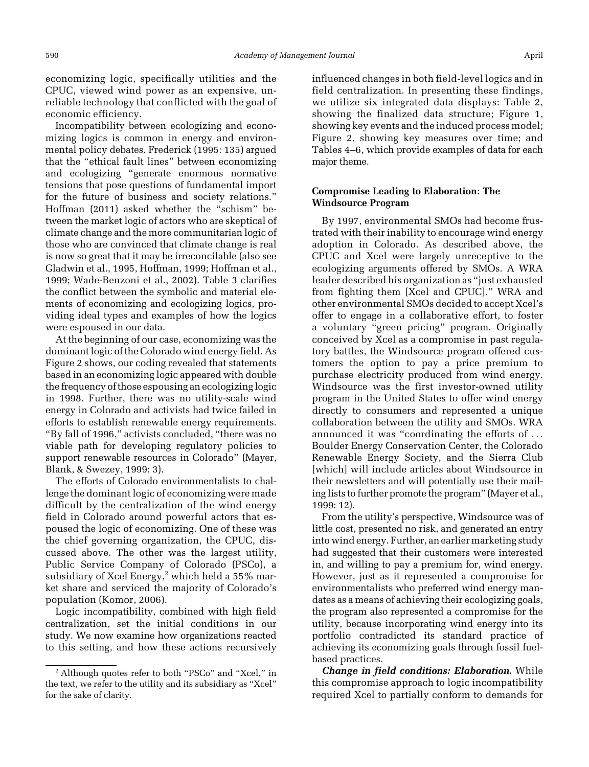economizing logic, specifically utilities and the CPUC, viewed wind power as an expensive, unreliable technology that conflicted with the goal of economic efficiency.

Incompatibility between ecologizing and economizing logics is common in energy and environmental policy debates. Frederick (1995: 135) argued that the "ethical fault lines" between economizing and ecologizing "generate enormous normative tensions that pose questions of fundamental import for the future of business and society relations." Hoffman (2011) asked whether the "schism" between the market logic of actors who are skeptical of climate change and the more communitarian logic of those who are convinced that climate change is real is now so great that it may be irreconcilable (also see Gladwin et al., 1995, Hoffman, 1999; Hoffman et al., 1999; Wade-Benzoni et al., 2002). Table 3 clarifies the conflict between the symbolic and material elements of economizing and ecologizing logics, providing ideal types and examples of how the logics were espoused in our data.

At the beginning of our case, economizing was the dominant logic of the Colorado wind energy field. As Figure 2 shows, our coding revealed that statements based in an economizing logic appeared with double the frequency of those espousing an ecologizing logic in 1998. Further, there was no utility-scale wind energy in Colorado and activists had twice failed in efforts to establish renewable energy requirements. "By fall of 1996," activists concluded, "there was no viable path for developing regulatory policies to support renewable resources in Colorado" (Mayer, Blank, & Swezey, 1999: 3).

The efforts of Colorado environmentalists to challenge the dominant logic of economizing were made difficult by the centralization of the wind energy field in Colorado around powerful actors that espoused the logic of economizing. One of these was the chief governing organization, the CPUC, discussed above. The other was the largest utility, Public Service Company of Colorado (PSCo), a subsidiary of Xcel Energy,[2] which held a 55% market share and serviced the majority of Colorado's population (Komor, 2006).

Logic incompatibility, combined with high field centralization, set the initial conditions in our study. We now examine how organizations reacted to this setting, and how these actions recursively influenced changes in both field-level logics and in field centralization. In presenting these findings, we utilize six integrated data displays: Table 2, showing the finalized data structure; Figure 1, showing key events and the induced process model; Figure 2, showing key measures over time; and Tables 4–6, which provide examples of data for each major theme.

### Compromise Leading to Elaboration: The Windsource Program

By 1997, environmental SMOs had become frustrated with their inability to encourage wind energy adoption in Colorado. As described above, the CPUC and Xcel were largely unreceptive to the ecologizing arguments offered by SMOs. A WRA leader described his organization as "just exhausted from fighting them [Xcel and CPUC]." WRA and other environmental SMOs decided to accept Xcel's offer to engage in a collaborative effort, to foster a voluntary "green pricing" program. Originally conceived by Xcel as a compromise in past regulatory battles, the Windsource program offered customers the option to pay a price premium to purchase electricity produced from wind energy. Windsource was the first investor-owned utility program in the United States to offer wind energy directly to consumers and represented a unique collaboration between the utility and SMOs. WRA announced it was "coordinating the efforts of ... Boulder Energy Conservation Center, the Colorado Renewable Energy Society, and the Sierra Club [which] will include articles about Windsource in their newsletters and will potentially use their mailing lists to further promote the program" (Mayer et al., 1999: 12).

From the utility's perspective, Windsource was of little cost, presented no risk, and generated an entry into wind energy. Further, an earlier marketing study had suggested that their customers were interested in, and willing to pay a premium for, wind energy. However, just as it represented a compromise for environmentalists who preferred wind energy mandates as a means of achieving their ecologizing goals, the program also represented a compromise for the utility, because incorporating wind energy into its portfolio contradicted its standard practice of achieving its economizing goals through fossil fuel-based practices.

***Change in field conditions: Elaboration.*** While this compromise approach to logic incompatibility required Xcel to partially conform to demands for

[2] Although quotes refer to both "PSCo" and "Xcel," in the text, we refer to the utility and its subsidiary as "Xcel" for the sake of clarity.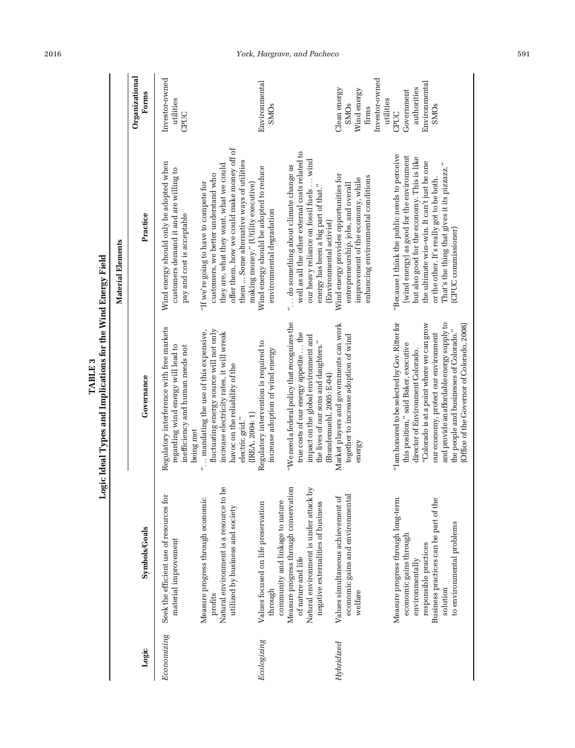**TABLE 3**
**Logic Ideal Types and Implications for the Wind Energy Field**

| Logic | Symbols/Goals | Material Elements | | Organizational Forms |
|---|---|---|---|---|
| | | Governance | Practice | |
| *Economizing* | Seek the efficient use of resources for material improvement<br><br>Measure progress through economic profits<br>Natural environment is a resource to be utilized by business and society | Regulatory interference with free markets regarding wind energy will lead to inefficiency and human needs not being met<br><br>"… mandating the use of this expensive, fluctuating energy source will not only increase electricity rates, it will wreak havoc on the reliability of the electric grid."<br>(IREA, 2004: 1) | Wind energy should only be adopted when customers demand it and are willing to pay and cost is acceptable<br><br>"If we're going to have to compete for customers, we better understand who they are, what they want, what we could offer them, how we could make money off of them … Some alternative ways of utilities making money." (Utility executive) | Investor-owned utilities<br>CPUC |
| *Ecologizing* | Values focused on life preservation through community and linkage to nature<br>Measure progress through conservation of nature and life<br>Natural environment is under attack by negative externalities of business | Regulatory intervention is required to increase adoption of wind energy<br><br>"We need a federal policy that recognizes the true costs of our energy appetite … the impact on the global environment and the lives of our sons and daughters."<br>(Brandemuehl, 2005: E-04) | Wind energy should be adopted to reduce environmental degradation<br><br>"… do something about climate change as well as all the other external costs related to our heavy reliance on fossil fuels … wind energy has been a big part of that."<br>(Environmental activist) | Environmental SMOs |
| *Hybridized* | Values simultaneous achievement of economic gains and environmental welfare<br><br>Measure progress through long-term economic gains through environmentally responsible practices<br>Business practices can be part of the solution to environmental problems | Market players and governments can work together to increase adoption of wind energy<br><br>"I am honored to be selected by Gov. Ritter for this position," said Baker, executive director of Environment Colorado. "Colorado is at a point where we can grow our economy, protect our environment and provide an affordable energy supply to the people and businesses of Colorado."<br>(Office of the Governor of Colorado, 2008) | Wind energy provides opportunities for entrepreneurship, jobs, and overall improvement of the economy, while enhancing environmental conditions<br><br>"Because I think the public needs to perceive [wind energy] as good for the environment but also good for the economy. This is like the ultimate win–win. It can't just be one or the other. It's really got to be both. That's the thing that gives it its pizzazz."<br>(CPUC commissioner) | Clean energy SMOs<br>Wind energy firms<br>Investor-owned utilities<br>CPUC<br>Government authorities<br>Environmental SMOs |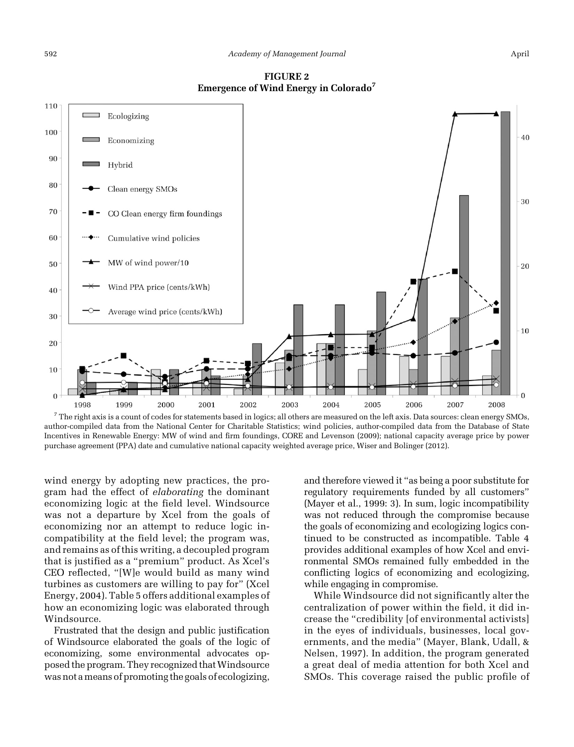**FIGURE 2**
**Emergence of Wind Energy in Colorado**[7]

[7] The right axis is a count of codes for statements based in logics; all others are measured on the left axis. Data sources: clean energy SMOs, author-compiled data from the National Center for Charitable Statistics; wind policies, author-compiled data from the Database of State Incentives in Renewable Energy: MW of wind and firm foundings, CORE and Levenson (2009); national capacity average price by power purchase agreement (PPA) date and cumulative national capacity weighted average price, Wiser and Bolinger (2012).

wind energy by adopting new practices, the program had the effect of *elaborating* the dominant economizing logic at the field level. Windsource was not a departure by Xcel from the goals of economizing nor an attempt to reduce logic incompatibility at the field level; the program was, and remains as of this writing, a decoupled program that is justified as a "premium" product. As Xcel's CEO reflected, "[W]e would build as many wind turbines as customers are willing to pay for" (Xcel Energy, 2004). Table 5 offers additional examples of how an economizing logic was elaborated through Windsource.

Frustrated that the design and public justification of Windsource elaborated the goals of the logic of economizing, some environmental advocates opposed the program. They recognized that Windsource was not a means of promoting the goals of ecologizing, and therefore viewed it "as being a poor substitute for regulatory requirements funded by all customers" (Mayer et al., 1999: 3). In sum, logic incompatibility was not reduced through the compromise because the goals of economizing and ecologizing logics continued to be constructed as incompatible. Table 4 provides additional examples of how Xcel and environmental SMOs remained fully embedded in the conflicting logics of economizing and ecologizing, while engaging in compromise.

While Windsource did not significantly alter the centralization of power within the field, it did increase the "credibility [of environmental activists] in the eyes of individuals, businesses, local governments, and the media" (Mayer, Blank, Udall, & Nelsen, 1997). In addition, the program generated a great deal of media attention for both Xcel and SMOs. This coverage raised the public profile of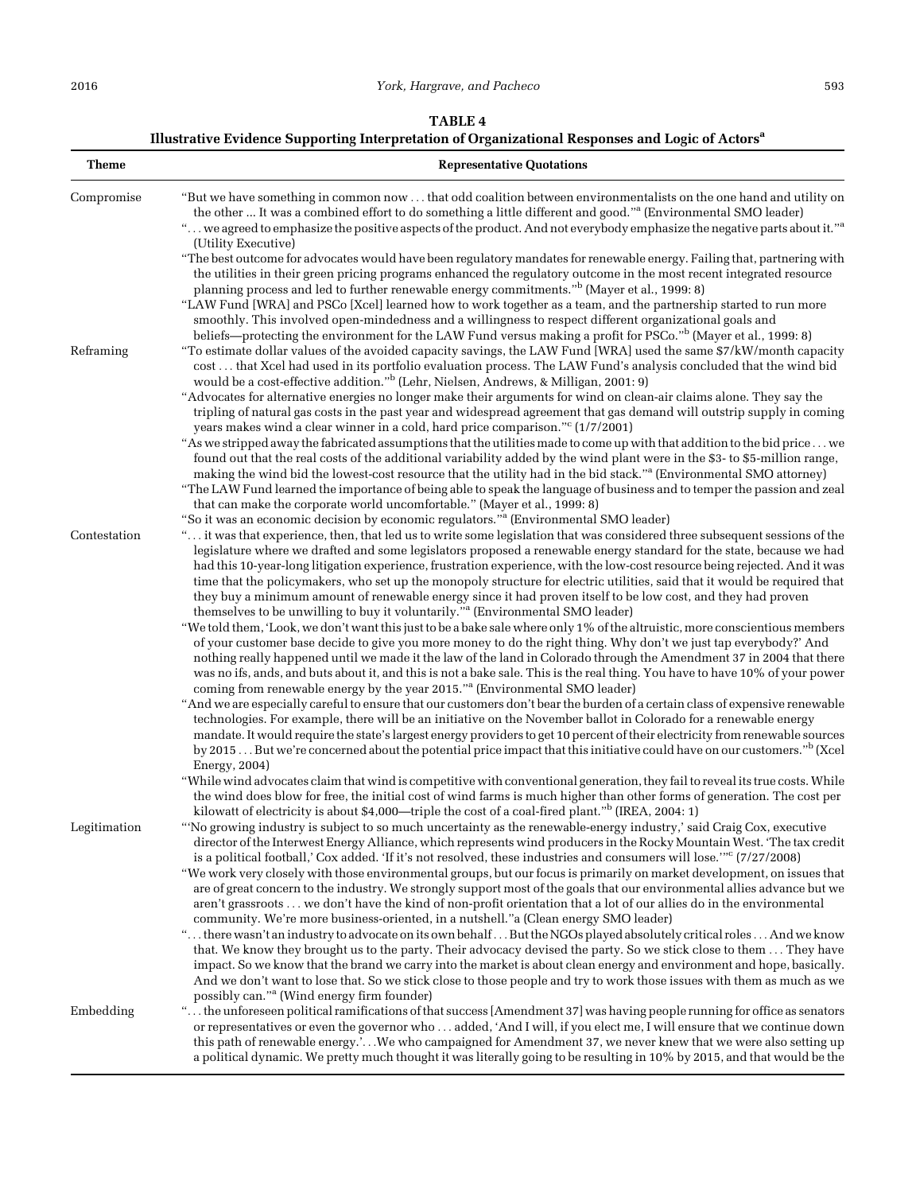**TABLE 4**
**Illustrative Evidence Supporting Interpretation of Organizational Responses and Logic of Actors[a]**

| Theme | Representative Quotations |
|---|---|
| Compromise | "But we have something in common now . . . that odd coalition between environmentalists on the one hand and utility on the other ... It was a combined effort to do something a little different and good."[a] (Environmental SMO leader)<br>". . . we agreed to emphasize the positive aspects of the product. And not everybody emphasize the negative parts about it."[a] (Utility Executive)<br>"The best outcome for advocates would have been regulatory mandates for renewable energy. Failing that, partnering with the utilities in their green pricing programs enhanced the regulatory outcome in the most recent integrated resource planning process and led to further renewable energy commitments."[b] (Mayer et al., 1999: 8)<br>"LAW Fund [WRA] and PSCo [Xcel] learned how to work together as a team, and the partnership started to run more smoothly. This involved open-mindedness and a willingness to respect different organizational goals and beliefs—protecting the environment for the LAW Fund versus making a profit for PSCo."[b] (Mayer et al., 1999: 8) |
| Reframing | "To estimate dollar values of the avoided capacity savings, the LAW Fund [WRA] used the same $7/kW/month capacity cost . . . that Xcel had used in its portfolio evaluation process. The LAW Fund's analysis concluded that the wind bid would be a cost-effective addition."[b] (Lehr, Nielsen, Andrews, & Milligan, 2001: 9)<br>"Advocates for alternative energies no longer make their arguments for wind on clean-air claims alone. They say the tripling of natural gas costs in the past year and widespread agreement that gas demand will outstrip supply in coming years makes wind a clear winner in a cold, hard price comparison."[c] (1/7/2001)<br>"As we stripped away the fabricated assumptions that the utilities made to come up with that addition to the bid price . . . we found out that the real costs of the additional variability added by the wind plant were in the $3- to $5-million range, making the wind bid the lowest-cost resource that the utility had in the bid stack."[a] (Environmental SMO attorney)<br>"The LAW Fund learned the importance of being able to speak the language of business and to temper the passion and zeal that can make the corporate world uncomfortable." (Mayer et al., 1999: 8)<br>"So it was an economic decision by economic regulators."[a] (Environmental SMO leader) |
| Contestation | ". . . it was that experience, then, that led us to write some legislation that was considered three subsequent sessions of the legislature where we drafted and some legislators proposed a renewable energy standard for the state, because we had had this 10-year-long litigation experience, frustration experience, with the low-cost resource being rejected. And it was time that the policymakers, who set up the monopoly structure for electric utilities, said that it would be required that they buy a minimum amount of renewable energy since it had proven itself to be low cost, and they had proven themselves to be unwilling to buy it voluntarily."[a] (Environmental SMO leader)<br>"We told them, 'Look, we don't want this just to be a bake sale where only 1% of the altruistic, more conscientious members of your customer base decide to give you more money to do the right thing. Why don't we just tap everybody?' And nothing really happened until we made it the law of the land in Colorado through the Amendment 37 in 2004 that there was no ifs, ands, and buts about it, and this is not a bake sale. This is the real thing. You have to have 10% of your power coming from renewable energy by the year 2015."[a] (Environmental SMO leader)<br>"And we are especially careful to ensure that our customers don't bear the burden of a certain class of expensive renewable technologies. For example, there will be an initiative on the November ballot in Colorado for a renewable energy mandate. It would require the state's largest energy providers to get 10 percent of their electricity from renewable sources by 2015 . . . But we're concerned about the potential price impact that this initiative could have on our customers."[b] (Xcel Energy, 2004)<br>"While wind advocates claim that wind is competitive with conventional generation, they fail to reveal its true costs. While the wind does blow for free, the initial cost of wind farms is much higher than other forms of generation. The cost per kilowatt of electricity is about $4,000—triple the cost of a coal-fired plant."[b] (IREA, 2004: 1) |
| Legitimation | "'No growing industry is subject to so much uncertainty as the renewable-energy industry,' said Craig Cox, executive director of the Interwest Energy Alliance, which represents wind producers in the Rocky Mountain West. 'The tax credit is a political football,' Cox added. 'If it's not resolved, these industries and consumers will lose.'"[c] (7/27/2008)<br>"We work very closely with those environmental groups, but our focus is primarily on market development, on issues that are of great concern to the industry. We strongly support most of the goals that our environmental allies advance but we aren't grassroots . . . we don't have the kind of non-profit orientation that a lot of our allies do in the environmental community. We're more business-oriented, in a nutshell."[a] (Clean energy SMO leader)<br>". . . there wasn't an industry to advocate on its own behalf . . . But the NGOs played absolutely critical roles . . . And we know that. We know they brought us to the party. Their advocacy devised the party. So we stick close to them . . . They have impact. So we know that the brand we carry into the market is about clean energy and environment and hope, basically. And we don't want to lose that. So we stick close to those people and try to work those issues with them as much as we possibly can."[a] (Wind energy firm founder) |
| Embedding | ". . . the unforeseen political ramifications of that success [Amendment 37] was having people running for office as senators or representatives or even the governor who . . . added, 'And I will, if you elect me, I will ensure that we continue down this path of renewable energy.'. . .We who campaigned for Amendment 37, we never knew that we were also setting up a political dynamic. We pretty much thought it was literally going to be resulting in 10% by 2015, and that would be the |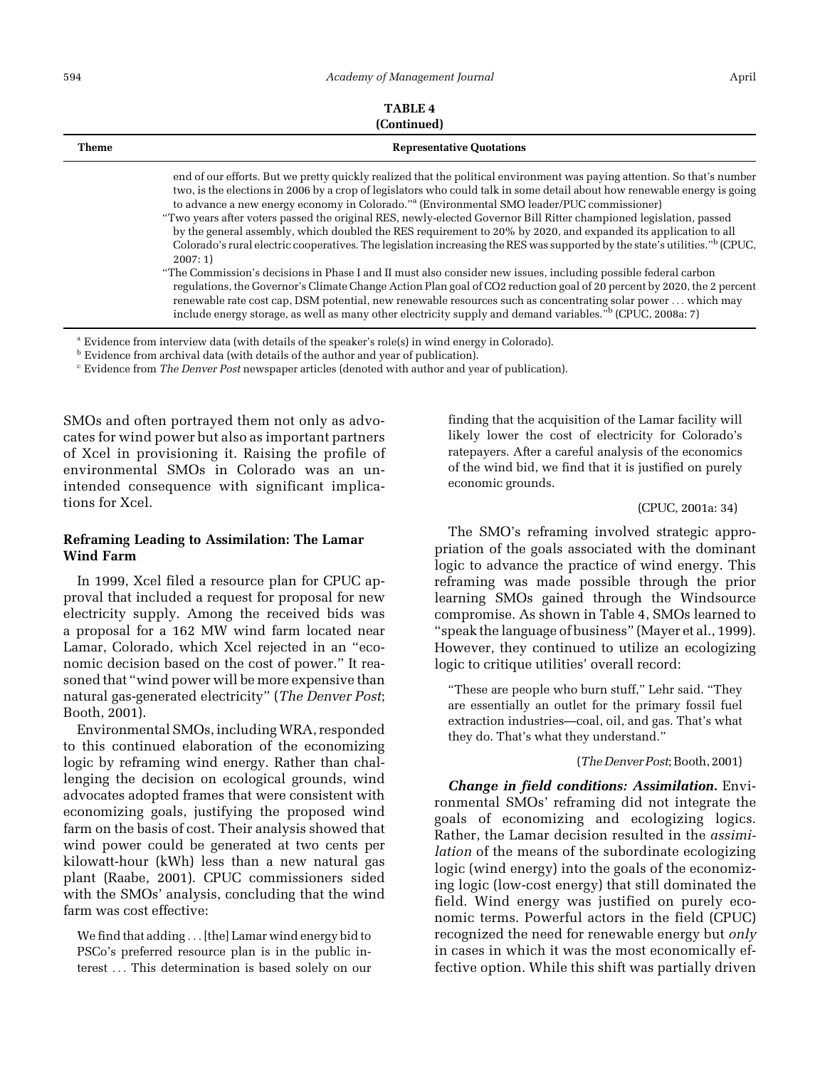**TABLE 4 (Continued)**

| Theme | Representative Quotations |
|---|---|
| | end of our efforts. But we pretty quickly realized that the political environment was paying attention. So that's number two, is the elections in 2006 by a crop of legislators who could talk in some detail about how renewable energy is going to advance a new energy economy in Colorado."[a] (Environmental SMO leader/PUC commissioner) |
| | "Two years after voters passed the original RES, newly-elected Governor Bill Ritter championed legislation, passed by the general assembly, which doubled the RES requirement to 20% by 2020, and expanded its application to all Colorado's rural electric cooperatives. The legislation increasing the RES was supported by the state's utilities."[b] (CPUC, 2007: 1) |
| | "The Commission's decisions in Phase I and II must also consider new issues, including possible federal carbon regulations, the Governor's Climate Change Action Plan goal of CO2 reduction goal of 20 percent by 2020, the 2 percent renewable rate cost cap, DSM potential, new renewable resources such as concentrating solar power . . . which may include energy storage, as well as many other electricity supply and demand variables."[b] (CPUC, 2008a: 7) |

[a] Evidence from interview data (with details of the speaker's role(s) in wind energy in Colorado).
[b] Evidence from archival data (with details of the author and year of publication).
[c] Evidence from *The Denver Post* newspaper articles (denoted with author and year of publication).

SMOs and often portrayed them not only as advocates for wind power but also as important partners of Xcel in provisioning it. Raising the profile of environmental SMOs in Colorado was an unintended consequence with significant implications for Xcel.

### Reframing Leading to Assimilation: The Lamar Wind Farm

In 1999, Xcel filed a resource plan for CPUC approval that included a request for proposal for new electricity supply. Among the received bids was a proposal for a 162 MW wind farm located near Lamar, Colorado, which Xcel rejected in an "economic decision based on the cost of power." It reasoned that "wind power will be more expensive than natural gas-generated electricity" (*The Denver Post*; Booth, 2001).

Environmental SMOs, including WRA, responded to this continued elaboration of the economizing logic by reframing wind energy. Rather than challenging the decision on ecological grounds, wind advocates adopted frames that were consistent with economizing goals, justifying the proposed wind farm on the basis of cost. Their analysis showed that wind power could be generated at two cents per kilowatt-hour (kWh) less than a new natural gas plant (Raabe, 2001). CPUC commissioners sided with the SMOs' analysis, concluding that the wind farm was cost effective:

> We find that adding . . . [the] Lamar wind energy bid to PSCo's preferred resource plan is in the public interest . . . This determination is based solely on our finding that the acquisition of the Lamar facility will likely lower the cost of electricity for Colorado's ratepayers. After a careful analysis of the economics of the wind bid, we find that it is justified on purely economic grounds.
>
> (CPUC, 2001a: 34)

The SMO's reframing involved strategic appropriation of the goals associated with the dominant logic to advance the practice of wind energy. This reframing was made possible through the prior learning SMOs gained through the Windsource compromise. As shown in Table 4, SMOs learned to "speak the language of business" (Mayer et al., 1999). However, they continued to utilize an ecologizing logic to critique utilities' overall record:

> "These are people who burn stuff," Lehr said. "They are essentially an outlet for the primary fossil fuel extraction industries—coal, oil, and gas. That's what they do. That's what they understand."
>
> (*The Denver Post*; Booth, 2001)

***Change in field conditions: Assimilation.*** Environmental SMOs' reframing did not integrate the goals of economizing and ecologizing logics. Rather, the Lamar decision resulted in the *assimilation* of the means of the subordinate ecologizing logic (wind energy) into the goals of the economizing logic (low-cost energy) that still dominated the field. Wind energy was justified on purely economic terms. Powerful actors in the field (CPUC) recognized the need for renewable energy but *only* in cases in which it was the most economically effective option. While this shift was partially driven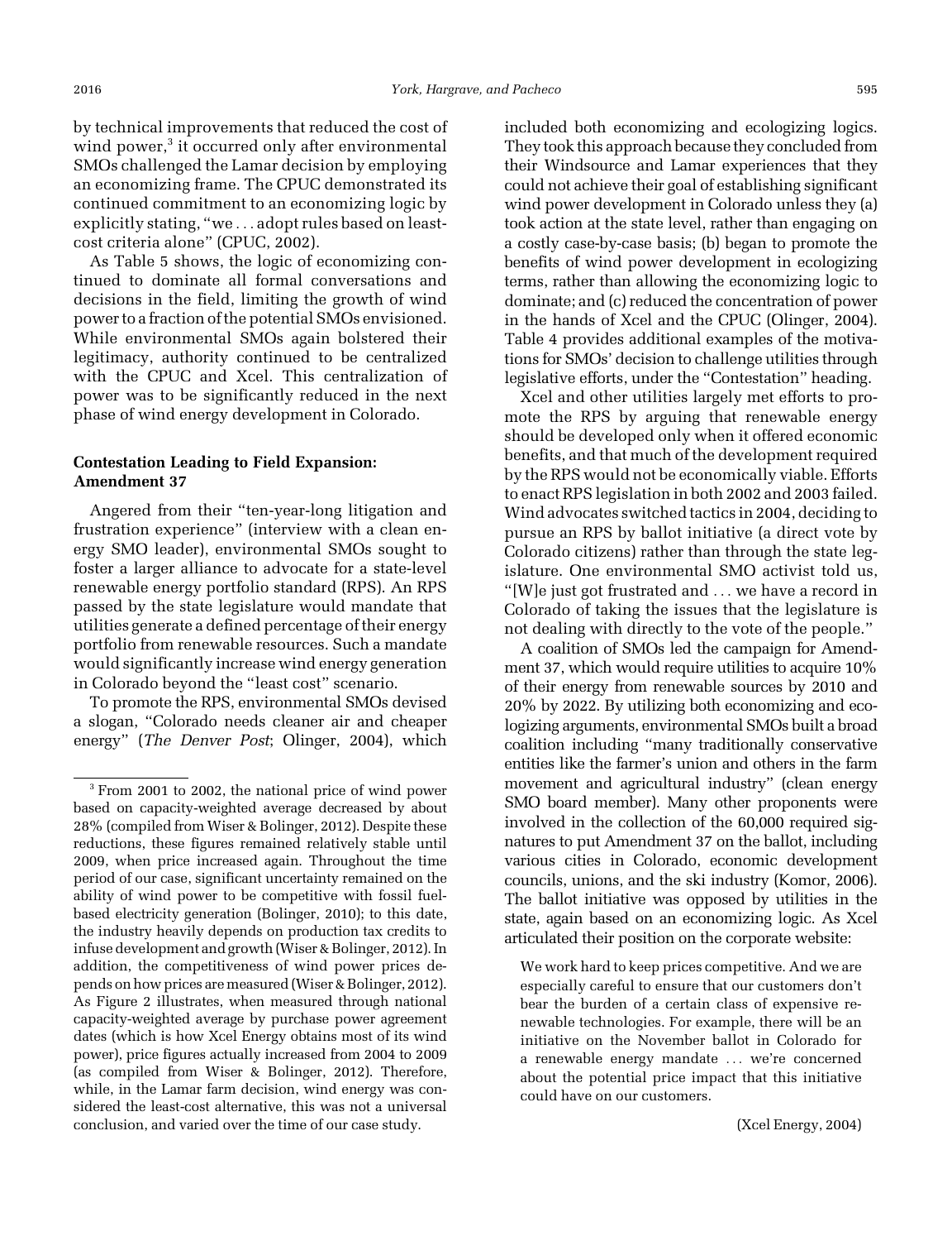by technical improvements that reduced the cost of wind power,[3] it occurred only after environmental SMOs challenged the Lamar decision by employing an economizing frame. The CPUC demonstrated its continued commitment to an economizing logic by explicitly stating, "we . . . adopt rules based on least-cost criteria alone" (CPUC, 2002).

As Table 5 shows, the logic of economizing continued to dominate all formal conversations and decisions in the field, limiting the growth of wind power to a fraction of the potential SMOs envisioned. While environmental SMOs again bolstered their legitimacy, authority continued to be centralized with the CPUC and Xcel. This centralization of power was to be significantly reduced in the next phase of wind energy development in Colorado.

### Contestation Leading to Field Expansion: Amendment 37

Angered from their "ten-year-long litigation and frustration experience" (interview with a clean energy SMO leader), environmental SMOs sought to foster a larger alliance to advocate for a state-level renewable energy portfolio standard (RPS). An RPS passed by the state legislature would mandate that utilities generate a defined percentage of their energy portfolio from renewable resources. Such a mandate would significantly increase wind energy generation in Colorado beyond the "least cost" scenario.

To promote the RPS, environmental SMOs devised a slogan, "Colorado needs cleaner air and cheaper energy" (*The Denver Post*; Olinger, 2004), which included both economizing and ecologizing logics. They took this approach because they concluded from their Windsource and Lamar experiences that they could not achieve their goal of establishing significant wind power development in Colorado unless they (a) took action at the state level, rather than engaging on a costly case-by-case basis; (b) began to promote the benefits of wind power development in ecologizing terms, rather than allowing the economizing logic to dominate; and (c) reduced the concentration of power in the hands of Xcel and the CPUC (Olinger, 2004). Table 4 provides additional examples of the motivations for SMOs' decision to challenge utilities through legislative efforts, under the "Contestation" heading.

Xcel and other utilities largely met efforts to promote the RPS by arguing that renewable energy should be developed only when it offered economic benefits, and that much of the development required by the RPS would not be economically viable. Efforts to enact RPS legislation in both 2002 and 2003 failed. Wind advocates switched tactics in 2004, deciding to pursue an RPS by ballot initiative (a direct vote by Colorado citizens) rather than through the state legislature. One environmental SMO activist told us, "[W]e just got frustrated and . . . we have a record in Colorado of taking the issues that the legislature is not dealing with directly to the vote of the people."

A coalition of SMOs led the campaign for Amendment 37, which would require utilities to acquire 10% of their energy from renewable sources by 2010 and 20% by 2022. By utilizing both economizing and ecologizing arguments, environmental SMOs built a broad coalition including "many traditionally conservative entities like the farmer's union and others in the farm movement and agricultural industry" (clean energy SMO board member). Many other proponents were involved in the collection of the 60,000 required signatures to put Amendment 37 on the ballot, including various cities in Colorado, economic development councils, unions, and the ski industry (Komor, 2006). The ballot initiative was opposed by utilities in the state, again based on an economizing logic. As Xcel articulated their position on the corporate website:

> We work hard to keep prices competitive. And we are especially careful to ensure that our customers don't bear the burden of a certain class of expensive renewable technologies. For example, there will be an initiative on the November ballot in Colorado for a renewable energy mandate . . . we're concerned about the potential price impact that this initiative could have on our customers.
>
> (Xcel Energy, 2004)

---

[3] From 2001 to 2002, the national price of wind power based on capacity-weighted average decreased by about 28% (compiled from Wiser & Bolinger, 2012). Despite these reductions, these figures remained relatively stable until 2009, when price increased again. Throughout the time period of our case, significant uncertainty remained on the ability of wind power to be competitive with fossil fuel-based electricity generation (Bolinger, 2010); to this date, the industry heavily depends on production tax credits to infuse development and growth (Wiser & Bolinger, 2012). In addition, the competitiveness of wind power prices depends on how prices are measured (Wiser & Bolinger, 2012). As Figure 2 illustrates, when measured through national capacity-weighted average by purchase power agreement dates (which is how Xcel Energy obtains most of its wind power), price figures actually increased from 2004 to 2009 (as compiled from Wiser & Bolinger, 2012). Therefore, while, in the Lamar farm decision, wind energy was considered the least-cost alternative, this was not a universal conclusion, and varied over the time of our case study.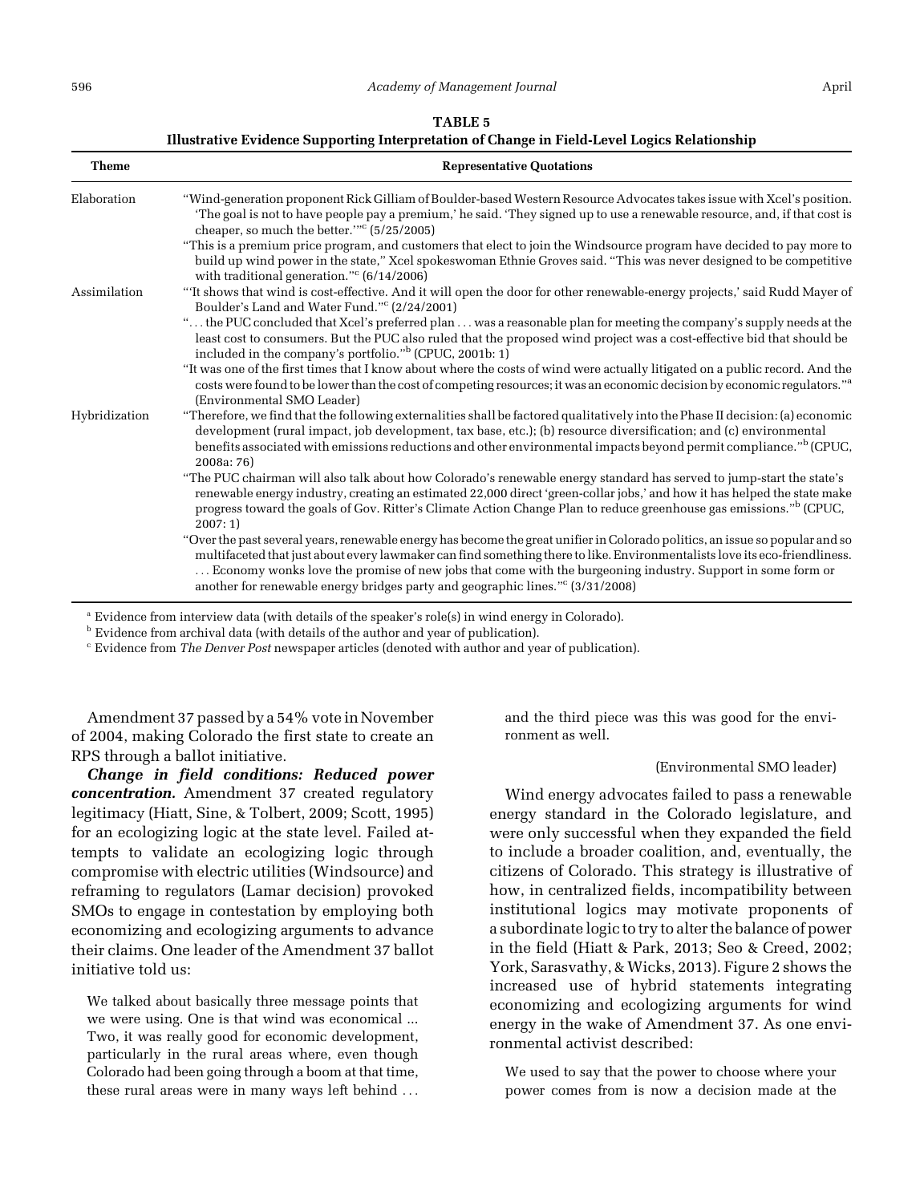**TABLE 5**
**Illustrative Evidence Supporting Interpretation of Change in Field-Level Logics Relationship**

| Theme | Representative Quotations |
|---|---|
| Elaboration | "Wind-generation proponent Rick Gilliam of Boulder-based Western Resource Advocates takes issue with Xcel's position. 'The goal is not to have people pay a premium,' he said. 'They signed up to use a renewable resource, and, if that cost is cheaper, so much the better.'"[c] (5/25/2005) |
| | "This is a premium price program, and customers that elect to join the Windsource program have decided to pay more to build up wind power in the state," Xcel spokeswoman Ethnie Groves said. "This was never designed to be competitive with traditional generation."[c] (6/14/2006) |
| Assimilation | "'It shows that wind is cost-effective. And it will open the door for other renewable-energy projects,' said Rudd Mayer of Boulder's Land and Water Fund."[c] (2/24/2001) |
| | ". . . the PUC concluded that Xcel's preferred plan . . . was a reasonable plan for meeting the company's supply needs at the least cost to consumers. But the PUC also ruled that the proposed wind project was a cost-effective bid that should be included in the company's portfolio."[b] (CPUC, 2001b: 1) |
| | "It was one of the first times that I know about where the costs of wind were actually litigated on a public record. And the costs were found to be lower than the cost of competing resources; it was an economic decision by economic regulators."[a] (Environmental SMO Leader) |
| Hybridization | "Therefore, we find that the following externalities shall be factored qualitatively into the Phase II decision: (a) economic development (rural impact, job development, tax base, etc.); (b) resource diversification; and (c) environmental benefits associated with emissions reductions and other environmental impacts beyond permit compliance."[b] (CPUC, 2008a: 76) |
| | "The PUC chairman will also talk about how Colorado's renewable energy standard has served to jump-start the state's renewable energy industry, creating an estimated 22,000 direct 'green-collar jobs,' and how it has helped the state make progress toward the goals of Gov. Ritter's Climate Action Change Plan to reduce greenhouse gas emissions."[b] (CPUC, 2007: 1) |
| | "Over the past several years, renewable energy has become the great unifier in Colorado politics, an issue so popular and so multifaceted that just about every lawmaker can find something there to like. Environmentalists love its eco-friendliness. . . . Economy wonks love the promise of new jobs that come with the burgeoning industry. Support in some form or another for renewable energy bridges party and geographic lines."[c] (3/31/2008) |

[a] Evidence from interview data (with details of the speaker's role(s) in wind energy in Colorado).
[b] Evidence from archival data (with details of the author and year of publication).
[c] Evidence from *The Denver Post* newspaper articles (denoted with author and year of publication).

Amendment 37 passed by a 54% vote in November of 2004, making Colorado the first state to create an RPS through a ballot initiative.

***Change in field conditions: Reduced power concentration.*** Amendment 37 created regulatory legitimacy (Hiatt, Sine, & Tolbert, 2009; Scott, 1995) for an ecologizing logic at the state level. Failed attempts to validate an ecologizing logic through compromise with electric utilities (Windsource) and reframing to regulators (Lamar decision) provoked SMOs to engage in contestation by employing both economizing and ecologizing arguments to advance their claims. One leader of the Amendment 37 ballot initiative told us:

> We talked about basically three message points that we were using. One is that wind was economical ... Two, it was really good for economic development, particularly in the rural areas where, even though Colorado had been going through a boom at that time, these rural areas were in many ways left behind . . . and the third piece was this was good for the environment as well.
>
> (Environmental SMO leader)

Wind energy advocates failed to pass a renewable energy standard in the Colorado legislature, and were only successful when they expanded the field to include a broader coalition, and, eventually, the citizens of Colorado. This strategy is illustrative of how, in centralized fields, incompatibility between institutional logics may motivate proponents of a subordinate logic to try to alter the balance of power in the field (Hiatt & Park, 2013; Seo & Creed, 2002; York, Sarasvathy, & Wicks, 2013). Figure 2 shows the increased use of hybrid statements integrating economizing and ecologizing arguments for wind energy in the wake of Amendment 37. As one environmental activist described:

> We used to say that the power to choose where your power comes from is now a decision made at the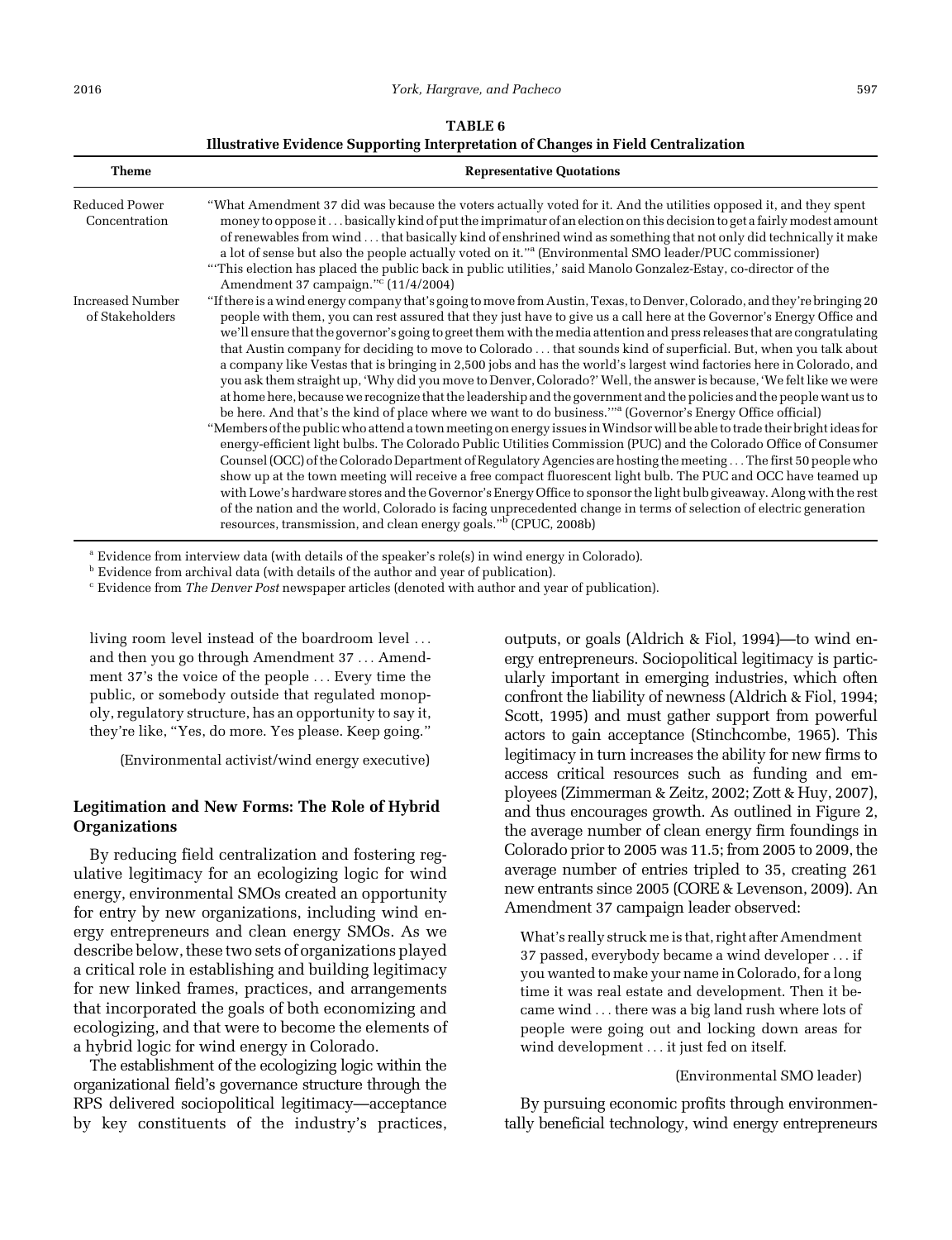**TABLE 6**
**Illustrative Evidence Supporting Interpretation of Changes in Field Centralization**

| Theme | Representative Quotations |
|---|---|
| Reduced Power Concentration | "What Amendment 37 did was because the voters actually voted for it. And the utilities opposed it, and they spent money to oppose it . . . basically kind of put the imprimatur of an election on this decision to get a fairly modest amount of renewables from wind . . . that basically kind of enshrined wind as something that not only did technically it make a lot of sense but also the people actually voted on it."[a] (Environmental SMO leader/PUC commissioner) "'This election has placed the public back in public utilities,' said Manolo Gonzalez-Estay, co-director of the Amendment 37 campaign."[c] (11/4/2004) |
| Increased Number of Stakeholders | "If there is a wind energy company that's going to move from Austin, Texas, to Denver, Colorado, and they're bringing 20 people with them, you can rest assured that they just have to give us a call here at the Governor's Energy Office and we'll ensure that the governor's going to greet them with the media attention and press releases that are congratulating that Austin company for deciding to move to Colorado . . . that sounds kind of superficial. But, when you talk about a company like Vestas that is bringing in 2,500 jobs and has the world's largest wind factories here in Colorado, and you ask them straight up, 'Why did you move to Denver, Colorado?' Well, the answer is because, 'We felt like we were at home here, because we recognize that the leadership and the government and the policies and the people want us to be here. And that's the kind of place where we want to do business.'"[a] (Governor's Energy Office official) "Members of the public who attend a town meeting on energy issues in Windsor will be able to trade their bright ideas for energy-efficient light bulbs. The Colorado Public Utilities Commission (PUC) and the Colorado Office of Consumer Counsel (OCC) of the Colorado Department of Regulatory Agencies are hosting the meeting . . . The first 50 people who show up at the town meeting will receive a free compact fluorescent light bulb. The PUC and OCC have teamed up with Lowe's hardware stores and the Governor's Energy Office to sponsor the light bulb giveaway. Along with the rest of the nation and the world, Colorado is facing unprecedented change in terms of selection of electric generation resources, transmission, and clean energy goals."[b] (CPUC, 2008b) |

[a] Evidence from interview data (with details of the speaker's role(s) in wind energy in Colorado).
[b] Evidence from archival data (with details of the author and year of publication).
[c] Evidence from *The Denver Post* newspaper articles (denoted with author and year of publication).

living room level instead of the boardroom level . . . and then you go through Amendment 37 . . . Amendment 37's the voice of the people . . . Every time the public, or somebody outside that regulated monopoly, regulatory structure, has an opportunity to say it, they're like, "Yes, do more. Yes please. Keep going."

(Environmental activist/wind energy executive)

### Legitimation and New Forms: The Role of Hybrid Organizations

By reducing field centralization and fostering regulative legitimacy for an ecologizing logic for wind energy, environmental SMOs created an opportunity for entry by new organizations, including wind energy entrepreneurs and clean energy SMOs. As we describe below, these two sets of organizations played a critical role in establishing and building legitimacy for new linked frames, practices, and arrangements that incorporated the goals of both economizing and ecologizing, and that were to become the elements of a hybrid logic for wind energy in Colorado.

The establishment of the ecologizing logic within the organizational field's governance structure through the RPS delivered sociopolitical legitimacy—acceptance by key constituents of the industry's practices, outputs, or goals (Aldrich & Fiol, 1994)—to wind energy entrepreneurs. Sociopolitical legitimacy is particularly important in emerging industries, which often confront the liability of newness (Aldrich & Fiol, 1994; Scott, 1995) and must gather support from powerful actors to gain acceptance (Stinchcombe, 1965). This legitimacy in turn increases the ability for new firms to access critical resources such as funding and employees (Zimmerman & Zeitz, 2002; Zott & Huy, 2007), and thus encourages growth. As outlined in Figure 2, the average number of clean energy firm foundings in Colorado prior to 2005 was 11.5; from 2005 to 2009, the average number of entries tripled to 35, creating 261 new entrants since 2005 (CORE & Levenson, 2009). An Amendment 37 campaign leader observed:

> What's really struck me is that, right after Amendment 37 passed, everybody became a wind developer . . . if you wanted to make your name in Colorado, for a long time it was real estate and development. Then it became wind . . . there was a big land rush where lots of people were going out and locking down areas for wind development . . . it just fed on itself.
>
> (Environmental SMO leader)

By pursuing economic profits through environmentally beneficial technology, wind energy entrepreneurs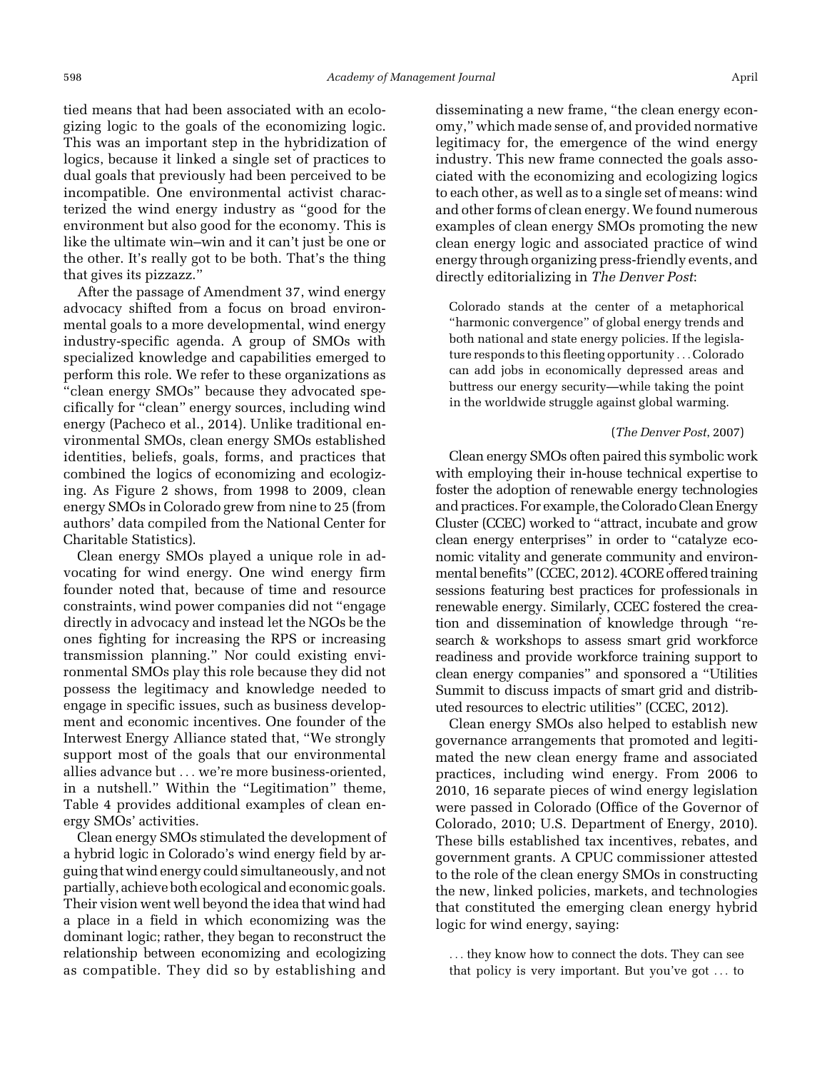tied means that had been associated with an ecologizing logic to the goals of the economizing logic. This was an important step in the hybridization of logics, because it linked a single set of practices to dual goals that previously had been perceived to be incompatible. One environmental activist characterized the wind energy industry as "good for the environment but also good for the economy. This is like the ultimate win–win and it can't just be one or the other. It's really got to be both. That's the thing that gives its pizzazz."

After the passage of Amendment 37, wind energy advocacy shifted from a focus on broad environmental goals to a more developmental, wind energy industry-specific agenda. A group of SMOs with specialized knowledge and capabilities emerged to perform this role. We refer to these organizations as "clean energy SMOs" because they advocated specifically for "clean" energy sources, including wind energy (Pacheco et al., 2014). Unlike traditional environmental SMOs, clean energy SMOs established identities, beliefs, goals, forms, and practices that combined the logics of economizing and ecologizing. As Figure 2 shows, from 1998 to 2009, clean energy SMOs in Colorado grew from nine to 25 (from authors' data compiled from the National Center for Charitable Statistics).

Clean energy SMOs played a unique role in advocating for wind energy. One wind energy firm founder noted that, because of time and resource constraints, wind power companies did not "engage directly in advocacy and instead let the NGOs be the ones fighting for increasing the RPS or increasing transmission planning." Nor could existing environmental SMOs play this role because they did not possess the legitimacy and knowledge needed to engage in specific issues, such as business development and economic incentives. One founder of the Interwest Energy Alliance stated that, "We strongly support most of the goals that our environmental allies advance but . . . we're more business-oriented, in a nutshell." Within the "Legitimation" theme, Table 4 provides additional examples of clean energy SMOs' activities.

Clean energy SMOs stimulated the development of a hybrid logic in Colorado's wind energy field by arguing that wind energy could simultaneously, and not partially, achieve both ecological and economic goals. Their vision went well beyond the idea that wind had a place in a field in which economizing was the dominant logic; rather, they began to reconstruct the relationship between economizing and ecologizing as compatible. They did so by establishing and disseminating a new frame, "the clean energy economy," which made sense of, and provided normative legitimacy for, the emergence of the wind energy industry. This new frame connected the goals associated with the economizing and ecologizing logics to each other, as well as to a single set of means: wind and other forms of clean energy. We found numerous examples of clean energy SMOs promoting the new clean energy logic and associated practice of wind energy through organizing press-friendly events, and directly editorializing in *The Denver Post*:

> Colorado stands at the center of a metaphorical "harmonic convergence" of global energy trends and both national and state energy policies. If the legislature responds to this fleeting opportunity . . . Colorado can add jobs in economically depressed areas and buttress our energy security—while taking the point in the worldwide struggle against global warming.
>
> (*The Denver Post*, 2007)

Clean energy SMOs often paired this symbolic work with employing their in-house technical expertise to foster the adoption of renewable energy technologies and practices. For example, the Colorado Clean Energy Cluster (CCEC) worked to "attract, incubate and grow clean energy enterprises" in order to "catalyze economic vitality and generate community and environmental benefits" (CCEC, 2012). 4CORE offered training sessions featuring best practices for professionals in renewable energy. Similarly, CCEC fostered the creation and dissemination of knowledge through "research & workshops to assess smart grid workforce readiness and provide workforce training support to clean energy companies" and sponsored a "Utilities Summit to discuss impacts of smart grid and distributed resources to electric utilities" (CCEC, 2012).

Clean energy SMOs also helped to establish new governance arrangements that promoted and legitimated the new clean energy frame and associated practices, including wind energy. From 2006 to 2010, 16 separate pieces of wind energy legislation were passed in Colorado (Office of the Governor of Colorado, 2010; U.S. Department of Energy, 2010). These bills established tax incentives, rebates, and government grants. A CPUC commissioner attested to the role of the clean energy SMOs in constructing the new, linked policies, markets, and technologies that constituted the emerging clean energy hybrid logic for wind energy, saying:

> . . . they know how to connect the dots. They can see that policy is very important. But you've got . . . to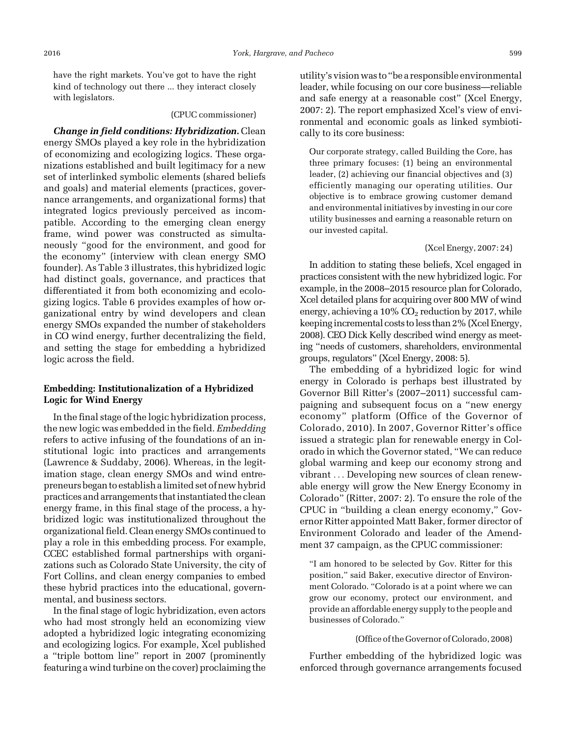have the right markets. You've got to have the right kind of technology out there ... they interact closely with legislators.

(CPUC commissioner)

***Change in field conditions: Hybridization.*** Clean energy SMOs played a key role in the hybridization of economizing and ecologizing logics. These organizations established and built legitimacy for a new set of interlinked symbolic elements (shared beliefs and goals) and material elements (practices, governance arrangements, and organizational forms) that integrated logics previously perceived as incompatible. According to the emerging clean energy frame, wind power was constructed as simultaneously "good for the environment, and good for the economy" (interview with clean energy SMO founder). As Table 3 illustrates, this hybridized logic had distinct goals, governance, and practices that differentiated it from both economizing and ecologizing logics. Table 6 provides examples of how organizational entry by wind developers and clean energy SMOs expanded the number of stakeholders in CO wind energy, further decentralizing the field, and setting the stage for embedding a hybridized logic across the field.

### Embedding: Institutionalization of a Hybridized Logic for Wind Energy

In the final stage of the logic hybridization process, the new logic was embedded in the field. *Embedding* refers to active infusing of the foundations of an institutional logic into practices and arrangements (Lawrence & Suddaby, 2006). Whereas, in the legitimation stage, clean energy SMOs and wind entrepreneurs began to establish a limited set of new hybrid practices and arrangements that instantiated the clean energy frame, in this final stage of the process, a hybridized logic was institutionalized throughout the organizational field. Clean energy SMOs continued to play a role in this embedding process. For example, CCEC established formal partnerships with organizations such as Colorado State University, the city of Fort Collins, and clean energy companies to embed these hybrid practices into the educational, governmental, and business sectors.

In the final stage of logic hybridization, even actors who had most strongly held an economizing view adopted a hybridized logic integrating economizing and ecologizing logics. For example, Xcel published a "triple bottom line" report in 2007 (prominently featuring a wind turbine on the cover) proclaiming the utility's vision was to "be a responsible environmental leader, while focusing on our core business—reliable and safe energy at a reasonable cost" (Xcel Energy, 2007: 2). The report emphasized Xcel's view of environmental and economic goals as linked symbiotically to its core business:

> Our corporate strategy, called Building the Core, has three primary focuses: (1) being an environmental leader, (2) achieving our financial objectives and (3) efficiently managing our operating utilities. Our objective is to embrace growing customer demand and environmental initiatives by investing in our core utility businesses and earning a reasonable return on our invested capital.
>
> (Xcel Energy, 2007: 24)

In addition to stating these beliefs, Xcel engaged in practices consistent with the new hybridized logic. For example, in the 2008–2015 resource plan for Colorado, Xcel detailed plans for acquiring over 800 MW of wind energy, achieving a 10% $CO_2$ reduction by 2017, while keeping incremental costs to less than 2% (Xcel Energy, 2008). CEO Dick Kelly described wind energy as meeting "needs of customers, shareholders, environmental groups, regulators" (Xcel Energy, 2008: 5).

The embedding of a hybridized logic for wind energy in Colorado is perhaps best illustrated by Governor Bill Ritter's (2007–2011) successful campaigning and subsequent focus on a "new energy economy" platform (Office of the Governor of Colorado, 2010). In 2007, Governor Ritter's office issued a strategic plan for renewable energy in Colorado in which the Governor stated, "We can reduce global warming and keep our economy strong and vibrant . . . Developing new sources of clean renewable energy will grow the New Energy Economy in Colorado" (Ritter, 2007: 2). To ensure the role of the CPUC in "building a clean energy economy," Governor Ritter appointed Matt Baker, former director of Environment Colorado and leader of the Amendment 37 campaign, as the CPUC commissioner:

> "I am honored to be selected by Gov. Ritter for this position," said Baker, executive director of Environment Colorado. "Colorado is at a point where we can grow our economy, protect our environment, and provide an affordable energy supply to the people and businesses of Colorado."
>
> (Office of the Governor of Colorado, 2008)

Further embedding of the hybridized logic was enforced through governance arrangements focused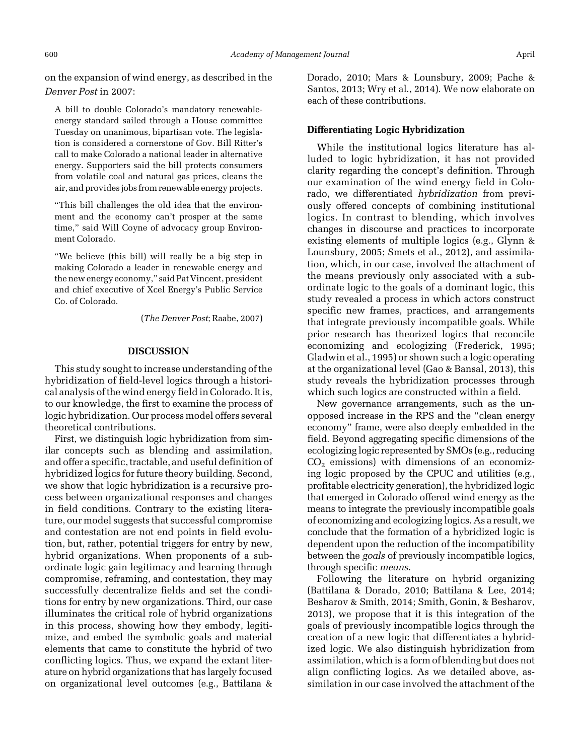on the expansion of wind energy, as described in the *Denver Post* in 2007:

> A bill to double Colorado's mandatory renewable-energy standard sailed through a House committee Tuesday on unanimous, bipartisan vote. The legislation is considered a cornerstone of Gov. Bill Ritter's call to make Colorado a national leader in alternative energy. Supporters said the bill protects consumers from volatile coal and natural gas prices, cleans the air, and provides jobs from renewable energy projects.
>
> "This bill challenges the old idea that the environment and the economy can't prosper at the same time," said Will Coyne of advocacy group Environment Colorado.
>
> "We believe (this bill) will really be a big step in making Colorado a leader in renewable energy and the new energy economy," said Pat Vincent, president and chief executive of Xcel Energy's Public Service Co. of Colorado.
>
> (*The Denver Post*; Raabe, 2007)

## DISCUSSION

This study sought to increase understanding of the hybridization of field-level logics through a historical analysis of the wind energy field in Colorado. It is, to our knowledge, the first to examine the process of logic hybridization. Our process model offers several theoretical contributions.

First, we distinguish logic hybridization from similar concepts such as blending and assimilation, and offer a specific, tractable, and useful definition of hybridized logics for future theory building. Second, we show that logic hybridization is a recursive process between organizational responses and changes in field conditions. Contrary to the existing literature, our model suggests that successful compromise and contestation are not end points in field evolution, but, rather, potential triggers for entry by new, hybrid organizations. When proponents of a subordinate logic gain legitimacy and learning through compromise, reframing, and contestation, they may successfully decentralize fields and set the conditions for entry by new organizations. Third, our case illuminates the critical role of hybrid organizations in this process, showing how they embody, legitimize, and embed the symbolic goals and material elements that came to constitute the hybrid of two conflicting logics. Thus, we expand the extant literature on hybrid organizations that has largely focused on organizational level outcomes (e.g., Battilana & Dorado, 2010; Mars & Lounsbury, 2009; Pache & Santos, 2013; Wry et al., 2014). We now elaborate on each of these contributions.

### Differentiating Logic Hybridization

While the institutional logics literature has alluded to logic hybridization, it has not provided clarity regarding the concept's definition. Through our examination of the wind energy field in Colorado, we differentiated *hybridization* from previously offered concepts of combining institutional logics. In contrast to blending, which involves changes in discourse and practices to incorporate existing elements of multiple logics (e.g., Glynn & Lounsbury, 2005; Smets et al., 2012), and assimilation, which, in our case, involved the attachment of the means previously only associated with a subordinate logic to the goals of a dominant logic, this study revealed a process in which actors construct specific new frames, practices, and arrangements that integrate previously incompatible goals. While prior research has theorized logics that reconcile economizing and ecologizing (Frederick, 1995; Gladwin et al., 1995) or shown such a logic operating at the organizational level (Gao & Bansal, 2013), this study reveals the hybridization processes through which such logics are constructed within a field.

New governance arrangements, such as the unopposed increase in the RPS and the "clean energy economy" frame, were also deeply embedded in the field. Beyond aggregating specific dimensions of the ecologizing logic represented by SMOs (e.g., reducing $CO_2$ emissions) with dimensions of an economizing logic proposed by the CPUC and utilities (e.g., profitable electricity generation), the hybridized logic that emerged in Colorado offered wind energy as the means to integrate the previously incompatible goals of economizing and ecologizing logics. As a result, we conclude that the formation of a hybridized logic is dependent upon the reduction of the incompatibility between the *goals* of previously incompatible logics, through specific *means*.

Following the literature on hybrid organizing (Battilana & Dorado, 2010; Battilana & Lee, 2014; Besharov & Smith, 2014; Smith, Gonin, & Besharov, 2013), we propose that it is this integration of the goals of previously incompatible logics through the creation of a new logic that differentiates a hybridized logic. We also distinguish hybridization from assimilation, which is a form of blending but does not align conflicting logics. As we detailed above, assimilation in our case involved the attachment of the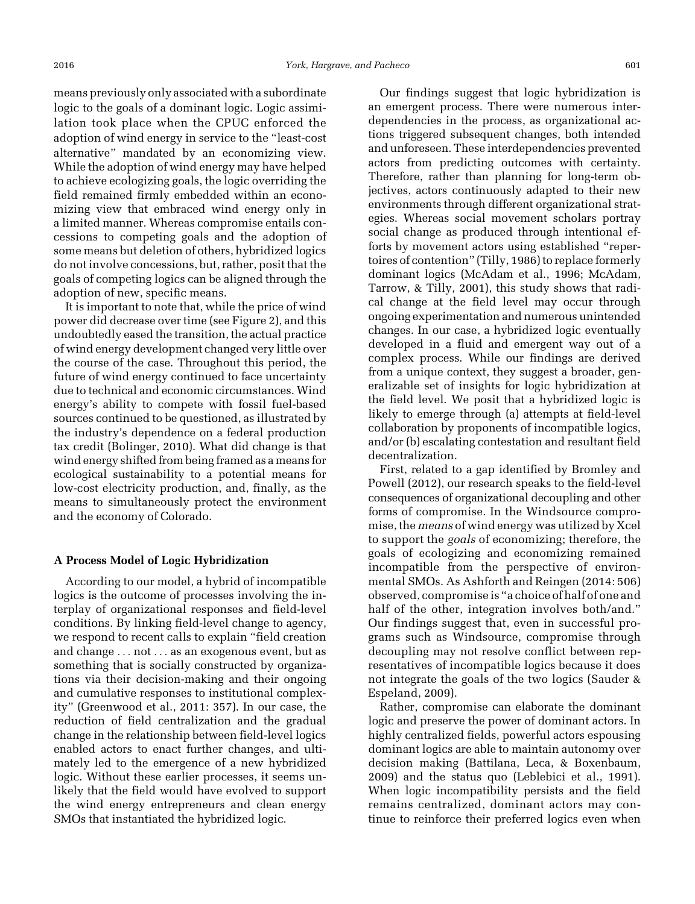means previously only associated with a subordinate logic to the goals of a dominant logic. Logic assimilation took place when the CPUC enforced the adoption of wind energy in service to the "least-cost alternative" mandated by an economizing view. While the adoption of wind energy may have helped to achieve ecologizing goals, the logic overriding the field remained firmly embedded within an economizing view that embraced wind energy only in a limited manner. Whereas compromise entails concessions to competing goals and the adoption of some means but deletion of others, hybridized logics do not involve concessions, but, rather, posit that the goals of competing logics can be aligned through the adoption of new, specific means.

It is important to note that, while the price of wind power did decrease over time (see Figure 2), and this undoubtedly eased the transition, the actual practice of wind energy development changed very little over the course of the case. Throughout this period, the future of wind energy continued to face uncertainty due to technical and economic circumstances. Wind energy's ability to compete with fossil fuel-based sources continued to be questioned, as illustrated by the industry's dependence on a federal production tax credit (Bolinger, 2010). What did change is that wind energy shifted from being framed as a means for ecological sustainability to a potential means for low-cost electricity production, and, finally, as the means to simultaneously protect the environment and the economy of Colorado.

### A Process Model of Logic Hybridization

According to our model, a hybrid of incompatible logics is the outcome of processes involving the interplay of organizational responses and field-level conditions. By linking field-level change to agency, we respond to recent calls to explain "field creation and change . . . not . . . as an exogenous event, but as something that is socially constructed by organizations via their decision-making and their ongoing and cumulative responses to institutional complexity" (Greenwood et al., 2011: 357). In our case, the reduction of field centralization and the gradual change in the relationship between field-level logics enabled actors to enact further changes, and ultimately led to the emergence of a new hybridized logic. Without these earlier processes, it seems unlikely that the field would have evolved to support the wind energy entrepreneurs and clean energy SMOs that instantiated the hybridized logic.

Our findings suggest that logic hybridization is an emergent process. There were numerous interdependencies in the process, as organizational actions triggered subsequent changes, both intended and unforeseen. These interdependencies prevented actors from predicting outcomes with certainty. Therefore, rather than planning for long-term objectives, actors continuously adapted to their new environments through different organizational strategies. Whereas social movement scholars portray social change as produced through intentional efforts by movement actors using established "repertoires of contention" (Tilly, 1986) to replace formerly dominant logics (McAdam et al., 1996; McAdam, Tarrow, & Tilly, 2001), this study shows that radical change at the field level may occur through ongoing experimentation and numerous unintended changes. In our case, a hybridized logic eventually developed in a fluid and emergent way out of a complex process. While our findings are derived from a unique context, they suggest a broader, generalizable set of insights for logic hybridization at the field level. We posit that a hybridized logic is likely to emerge through (a) attempts at field-level collaboration by proponents of incompatible logics, and/or (b) escalating contestation and resultant field decentralization.

First, related to a gap identified by Bromley and Powell (2012), our research speaks to the field-level consequences of organizational decoupling and other forms of compromise. In the Windsource compromise, the *means* of wind energy was utilized by Xcel to support the *goals* of economizing; therefore, the goals of ecologizing and economizing remained incompatible from the perspective of environmental SMOs. As Ashforth and Reingen (2014: 506) observed, compromise is "a choice of half of one and half of the other, integration involves both/and." Our findings suggest that, even in successful programs such as Windsource, compromise through decoupling may not resolve conflict between representatives of incompatible logics because it does not integrate the goals of the two logics (Sauder & Espeland, 2009).

Rather, compromise can elaborate the dominant logic and preserve the power of dominant actors. In highly centralized fields, powerful actors espousing dominant logics are able to maintain autonomy over decision making (Battilana, Leca, & Boxenbaum, 2009) and the status quo (Leblebici et al., 1991). When logic incompatibility persists and the field remains centralized, dominant actors may continue to reinforce their preferred logics even when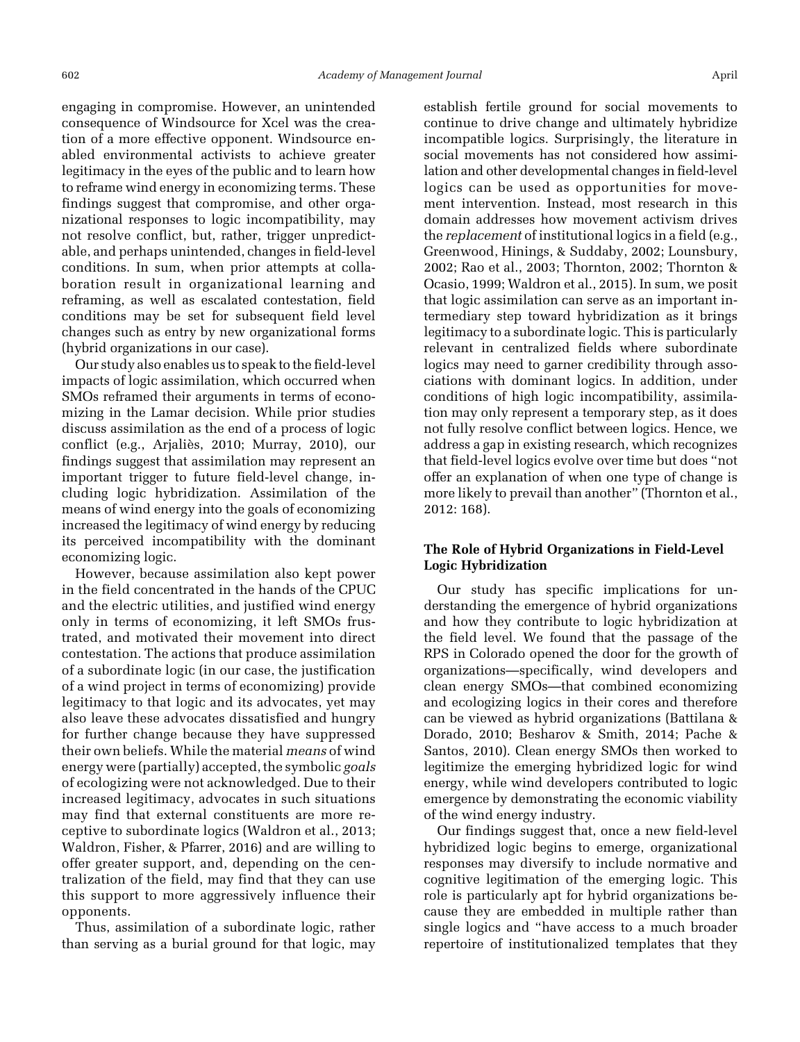engaging in compromise. However, an unintended consequence of Windsource for Xcel was the creation of a more effective opponent. Windsource enabled environmental activists to achieve greater legitimacy in the eyes of the public and to learn how to reframe wind energy in economizing terms. These findings suggest that compromise, and other organizational responses to logic incompatibility, may not resolve conflict, but, rather, trigger unpredictable, and perhaps unintended, changes in field-level conditions. In sum, when prior attempts at collaboration result in organizational learning and reframing, as well as escalated contestation, field conditions may be set for subsequent field level changes such as entry by new organizational forms (hybrid organizations in our case).

Our study also enables us to speak to the field-level impacts of logic assimilation, which occurred when SMOs reframed their arguments in terms of economizing in the Lamar decision. While prior studies discuss assimilation as the end of a process of logic conflict (e.g., Arjaliès, 2010; Murray, 2010), our findings suggest that assimilation may represent an important trigger to future field-level change, including logic hybridization. Assimilation of the means of wind energy into the goals of economizing increased the legitimacy of wind energy by reducing its perceived incompatibility with the dominant economizing logic.

However, because assimilation also kept power in the field concentrated in the hands of the CPUC and the electric utilities, and justified wind energy only in terms of economizing, it left SMOs frustrated, and motivated their movement into direct contestation. The actions that produce assimilation of a subordinate logic (in our case, the justification of a wind project in terms of economizing) provide legitimacy to that logic and its advocates, yet may also leave these advocates dissatisfied and hungry for further change because they have suppressed their own beliefs. While the material *means* of wind energy were (partially) accepted, the symbolic *goals* of ecologizing were not acknowledged. Due to their increased legitimacy, advocates in such situations may find that external constituents are more receptive to subordinate logics (Waldron et al., 2013; Waldron, Fisher, & Pfarrer, 2016) and are willing to offer greater support, and, depending on the centralization of the field, may find that they can use this support to more aggressively influence their opponents.

Thus, assimilation of a subordinate logic, rather than serving as a burial ground for that logic, may establish fertile ground for social movements to continue to drive change and ultimately hybridize incompatible logics. Surprisingly, the literature in social movements has not considered how assimilation and other developmental changes in field-level logics can be used as opportunities for movement intervention. Instead, most research in this domain addresses how movement activism drives the *replacement* of institutional logics in a field (e.g., Greenwood, Hinings, & Suddaby, 2002; Lounsbury, 2002; Rao et al., 2003; Thornton, 2002; Thornton & Ocasio, 1999; Waldron et al., 2015). In sum, we posit that logic assimilation can serve as an important intermediary step toward hybridization as it brings legitimacy to a subordinate logic. This is particularly relevant in centralized fields where subordinate logics may need to garner credibility through associations with dominant logics. In addition, under conditions of high logic incompatibility, assimilation may only represent a temporary step, as it does not fully resolve conflict between logics. Hence, we address a gap in existing research, which recognizes that field-level logics evolve over time but does "not offer an explanation of when one type of change is more likely to prevail than another" (Thornton et al., 2012: 168).

### The Role of Hybrid Organizations in Field-Level Logic Hybridization

Our study has specific implications for understanding the emergence of hybrid organizations and how they contribute to logic hybridization at the field level. We found that the passage of the RPS in Colorado opened the door for the growth of organizations—specifically, wind developers and clean energy SMOs—that combined economizing and ecologizing logics in their cores and therefore can be viewed as hybrid organizations (Battilana & Dorado, 2010; Besharov & Smith, 2014; Pache & Santos, 2010). Clean energy SMOs then worked to legitimize the emerging hybridized logic for wind energy, while wind developers contributed to logic emergence by demonstrating the economic viability of the wind energy industry.

Our findings suggest that, once a new field-level hybridized logic begins to emerge, organizational responses may diversify to include normative and cognitive legitimation of the emerging logic. This role is particularly apt for hybrid organizations because they are embedded in multiple rather than single logics and "have access to a much broader repertoire of institutionalized templates that they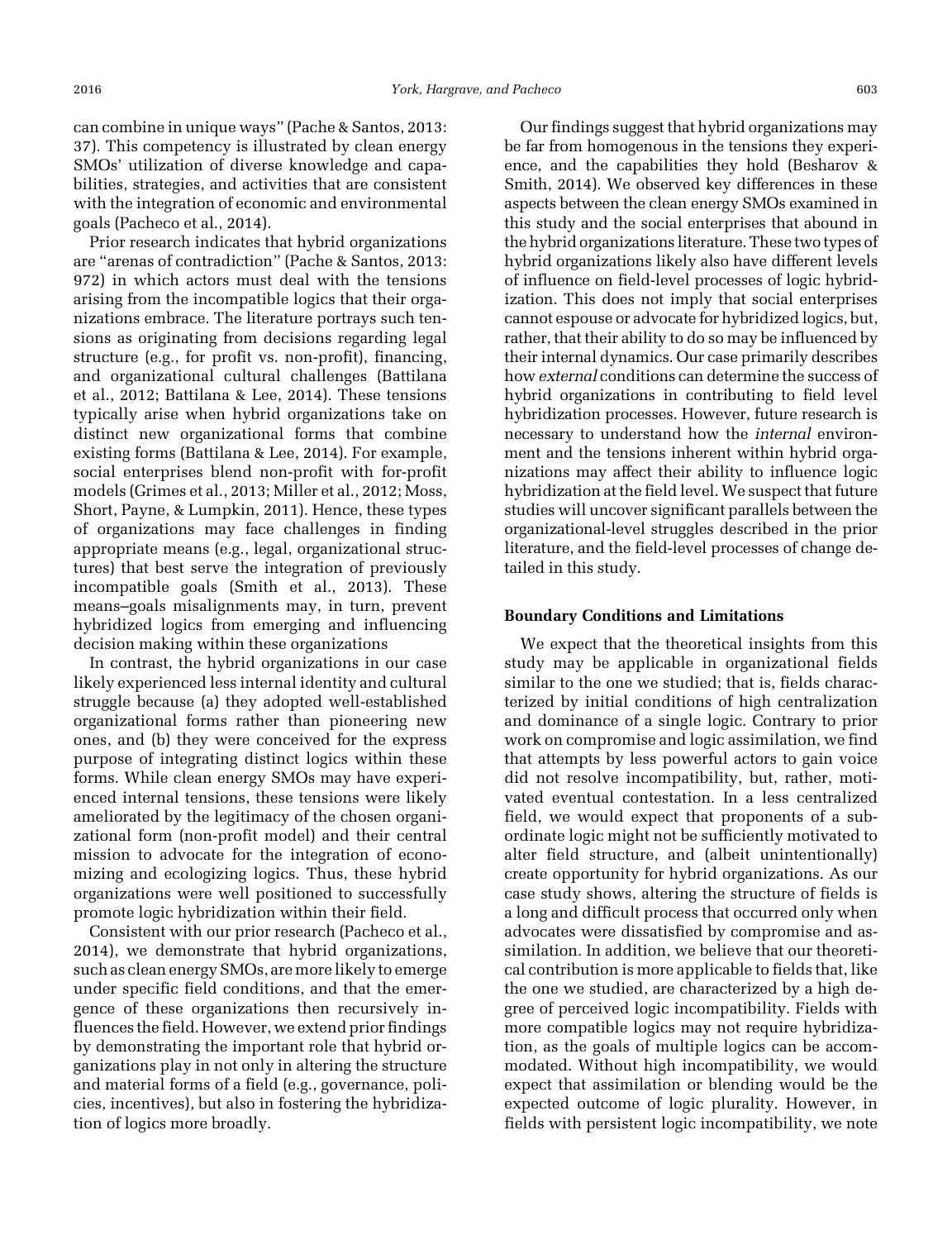can combine in unique ways" (Pache & Santos, 2013: 37). This competency is illustrated by clean energy SMOs' utilization of diverse knowledge and capabilities, strategies, and activities that are consistent with the integration of economic and environmental goals (Pacheco et al., 2014).

Prior research indicates that hybrid organizations are "arenas of contradiction" (Pache & Santos, 2013: 972) in which actors must deal with the tensions arising from the incompatible logics that their organizations embrace. The literature portrays such tensions as originating from decisions regarding legal structure (e.g., for profit vs. non-profit), financing, and organizational cultural challenges (Battilana et al., 2012; Battilana & Lee, 2014). These tensions typically arise when hybrid organizations take on distinct new organizational forms that combine existing forms (Battilana & Lee, 2014). For example, social enterprises blend non-profit with for-profit models (Grimes et al., 2013; Miller et al., 2012; Moss, Short, Payne, & Lumpkin, 2011). Hence, these types of organizations may face challenges in finding appropriate means (e.g., legal, organizational structures) that best serve the integration of previously incompatible goals (Smith et al., 2013). These means–goals misalignments may, in turn, prevent hybridized logics from emerging and influencing decision making within these organizations

In contrast, the hybrid organizations in our case likely experienced less internal identity and cultural struggle because (a) they adopted well-established organizational forms rather than pioneering new ones, and (b) they were conceived for the express purpose of integrating distinct logics within these forms. While clean energy SMOs may have experienced internal tensions, these tensions were likely ameliorated by the legitimacy of the chosen organizational form (non-profit model) and their central mission to advocate for the integration of economizing and ecologizing logics. Thus, these hybrid organizations were well positioned to successfully promote logic hybridization within their field.

Consistent with our prior research (Pacheco et al., 2014), we demonstrate that hybrid organizations, such as clean energy SMOs, are more likely to emerge under specific field conditions, and that the emergence of these organizations then recursively influences the field. However, we extend prior findings by demonstrating the important role that hybrid organizations play in not only in altering the structure and material forms of a field (e.g., governance, policies, incentives), but also in fostering the hybridization of logics more broadly.

Our findings suggest that hybrid organizations may be far from homogenous in the tensions they experience, and the capabilities they hold (Besharov & Smith, 2014). We observed key differences in these aspects between the clean energy SMOs examined in this study and the social enterprises that abound in the hybrid organizations literature. These two types of hybrid organizations likely also have different levels of influence on field-level processes of logic hybridization. This does not imply that social enterprises cannot espouse or advocate for hybridized logics, but, rather, that their ability to do so may be influenced by their internal dynamics. Our case primarily describes how *external* conditions can determine the success of hybrid organizations in contributing to field level hybridization processes. However, future research is necessary to understand how the *internal* environment and the tensions inherent within hybrid organizations may affect their ability to influence logic hybridization at the field level. We suspect that future studies will uncover significant parallels between the organizational-level struggles described in the prior literature, and the field-level processes of change detailed in this study.

### Boundary Conditions and Limitations

We expect that the theoretical insights from this study may be applicable in organizational fields similar to the one we studied; that is, fields characterized by initial conditions of high centralization and dominance of a single logic. Contrary to prior work on compromise and logic assimilation, we find that attempts by less powerful actors to gain voice did not resolve incompatibility, but, rather, motivated eventual contestation. In a less centralized field, we would expect that proponents of a subordinate logic might not be sufficiently motivated to alter field structure, and (albeit unintentionally) create opportunity for hybrid organizations. As our case study shows, altering the structure of fields is a long and difficult process that occurred only when advocates were dissatisfied by compromise and assimilation. In addition, we believe that our theoretical contribution is more applicable to fields that, like the one we studied, are characterized by a high degree of perceived logic incompatibility. Fields with more compatible logics may not require hybridization, as the goals of multiple logics can be accommodated. Without high incompatibility, we would expect that assimilation or blending would be the expected outcome of logic plurality. However, in fields with persistent logic incompatibility, we note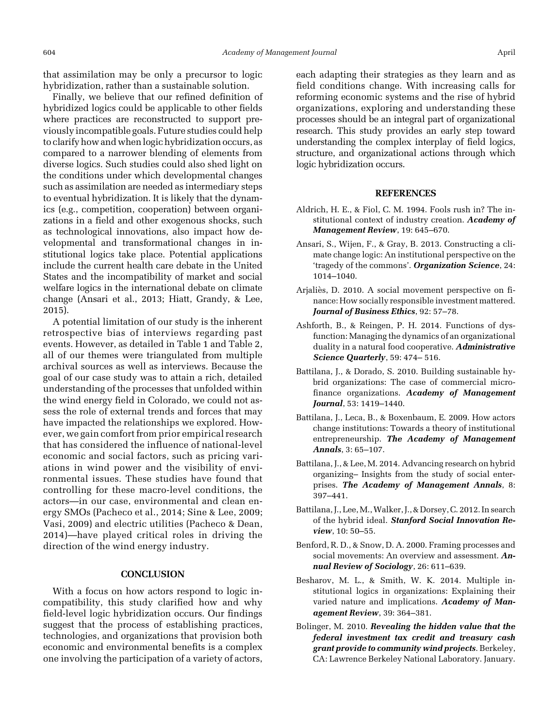that assimilation may be only a precursor to logic hybridization, rather than a sustainable solution.

Finally, we believe that our refined definition of hybridized logics could be applicable to other fields where practices are reconstructed to support previously incompatible goals. Future studies could help to clarify how and when logic hybridization occurs, as compared to a narrower blending of elements from diverse logics. Such studies could also shed light on the conditions under which developmental changes such as assimilation are needed as intermediary steps to eventual hybridization. It is likely that the dynamics (e.g., competition, cooperation) between organizations in a field and other exogenous shocks, such as technological innovations, also impact how developmental and transformational changes in institutional logics take place. Potential applications include the current health care debate in the United States and the incompatibility of market and social welfare logics in the international debate on climate change (Ansari et al., 2013; Hiatt, Grandy, & Lee, 2015).

A potential limitation of our study is the inherent retrospective bias of interviews regarding past events. However, as detailed in Table 1 and Table 2, all of our themes were triangulated from multiple archival sources as well as interviews. Because the goal of our case study was to attain a rich, detailed understanding of the processes that unfolded within the wind energy field in Colorado, we could not assess the role of external trends and forces that may have impacted the relationships we explored. However, we gain comfort from prior empirical research that has considered the influence of national-level economic and social factors, such as pricing variations in wind power and the visibility of environmental issues. These studies have found that controlling for these macro-level conditions, the actors—in our case, environmental and clean energy SMOs (Pacheco et al., 2014; Sine & Lee, 2009; Vasi, 2009) and electric utilities (Pacheco & Dean, 2014)—have played critical roles in driving the direction of the wind energy industry.

## CONCLUSION

With a focus on how actors respond to logic incompatibility, this study clarified how and why field-level logic hybridization occurs. Our findings suggest that the process of establishing practices, technologies, and organizations that provision both economic and environmental benefits is a complex one involving the participation of a variety of actors, each adapting their strategies as they learn and as field conditions change. With increasing calls for reforming economic systems and the rise of hybrid organizations, exploring and understanding these processes should be an integral part of organizational research. This study provides an early step toward understanding the complex interplay of field logics, structure, and organizational actions through which logic hybridization occurs.

## REFERENCES

Aldrich, H. E., & Fiol, C. M. 1994. Fools rush in? The institutional context of industry creation. ***Academy of Management Review***, 19: 645–670.

Ansari, S., Wijen, F., & Gray, B. 2013. Constructing a climate change logic: An institutional perspective on the 'tragedy of the commons'. ***Organization Science***, 24: 1014–1040.

Arjaliès, D. 2010. A social movement perspective on finance: How socially responsible investment mattered. ***Journal of Business Ethics***, 92: 57–78.

Ashforth, B., & Reingen, P. H. 2014. Functions of dysfunction: Managing the dynamics of an organizational duality in a natural food cooperative. ***Administrative Science Quarterly***, 59: 474– 516.

Battilana, J., & Dorado, S. 2010. Building sustainable hybrid organizations: The case of commercial microfinance organizations. ***Academy of Management Journal***, 53: 1419–1440.

Battilana, J., Leca, B., & Boxenbaum, E. 2009. How actors change institutions: Towards a theory of institutional entrepreneurship. ***The Academy of Management Annals***, 3: 65–107.

Battilana, J., & Lee, M. 2014. Advancing research on hybrid organizing– Insights from the study of social enterprises. ***The Academy of Management Annals***, 8: 397–441.

Battilana, J., Lee, M., Walker, J., & Dorsey, C. 2012. In search of the hybrid ideal. ***Stanford Social Innovation Review***, 10: 50–55.

Benford, R. D., & Snow, D. A. 2000. Framing processes and social movements: An overview and assessment. ***Annual Review of Sociology***, 26: 611–639.

Besharov, M. L., & Smith, W. K. 2014. Multiple institutional logics in organizations: Explaining their varied nature and implications. ***Academy of Management Review***, 39: 364–381.

Bolinger, M. 2010. ***Revealing the hidden value that the federal investment tax credit and treasury cash grant provide to community wind projects***. Berkeley, CA: Lawrence Berkeley National Laboratory. January.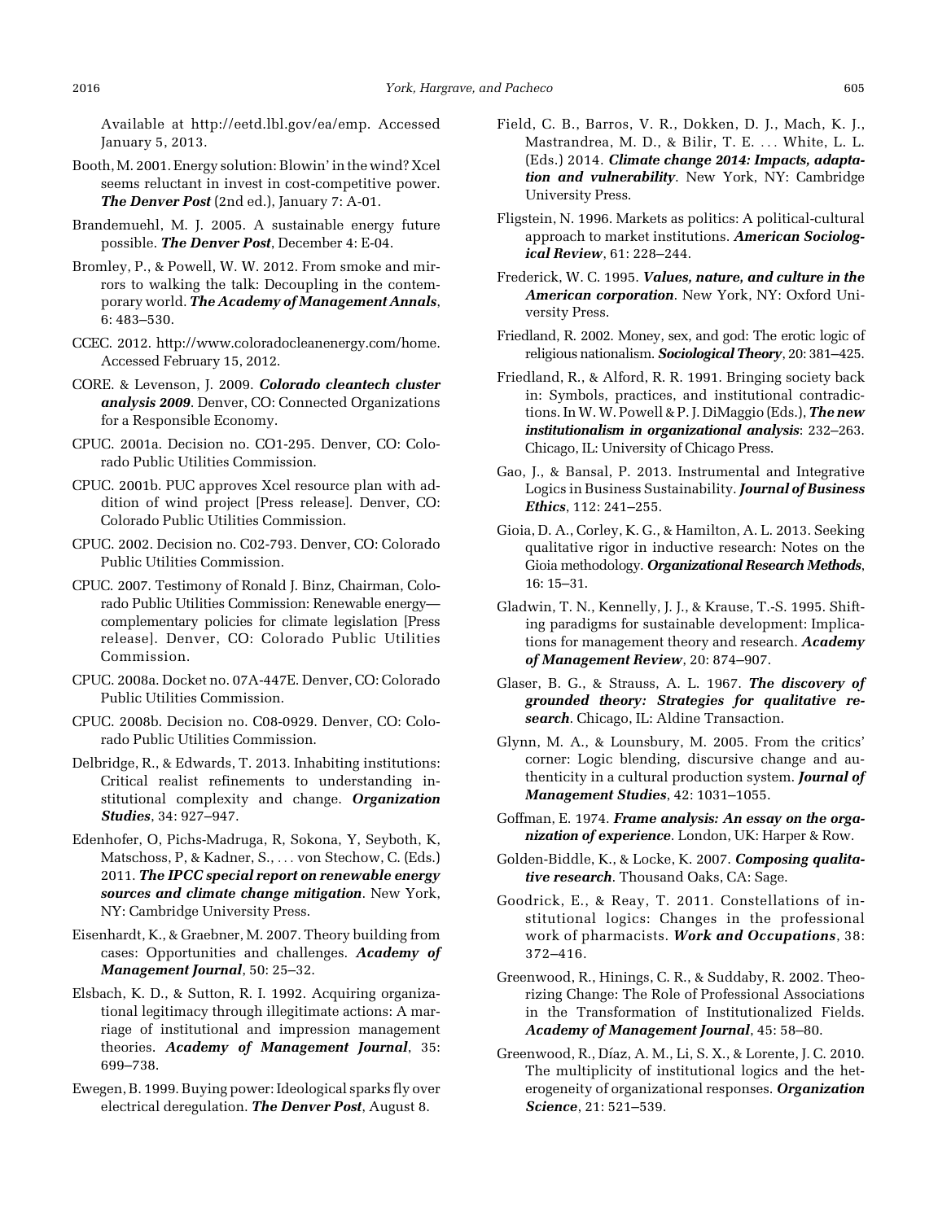Available at http://eetd.lbl.gov/ea/emp. Accessed January 5, 2013.

Booth, M. 2001. Energy solution: Blowin' in the wind? Xcel seems reluctant in invest in cost-competitive power. ***The Denver Post*** (2nd ed.), January 7: A-01.

Brandemuehl, M. J. 2005. A sustainable energy future possible. ***The Denver Post***, December 4: E-04.

Bromley, P., & Powell, W. W. 2012. From smoke and mirrors to walking the talk: Decoupling in the contemporary world. ***The Academy of Management Annals***, 6: 483–530.

CCEC. 2012. http://www.coloradocleanenergy.com/home. Accessed February 15, 2012.

CORE. & Levenson, J. 2009. ***Colorado cleantech cluster analysis 2009***. Denver, CO: Connected Organizations for a Responsible Economy.

CPUC. 2001a. Decision no. CO1-295. Denver, CO: Colorado Public Utilities Commission.

CPUC. 2001b. PUC approves Xcel resource plan with addition of wind project [Press release]. Denver, CO: Colorado Public Utilities Commission.

CPUC. 2002. Decision no. C02-793. Denver, CO: Colorado Public Utilities Commission.

CPUC. 2007. Testimony of Ronald J. Binz, Chairman, Colorado Public Utilities Commission: Renewable energy—complementary policies for climate legislation [Press release]. Denver, CO: Colorado Public Utilities Commission.

CPUC. 2008a. Docket no. 07A-447E. Denver, CO: Colorado Public Utilities Commission.

CPUC. 2008b. Decision no. C08-0929. Denver, CO: Colorado Public Utilities Commission.

Delbridge, R., & Edwards, T. 2013. Inhabiting institutions: Critical realist refinements to understanding institutional complexity and change. ***Organization Studies***, 34: 927–947.

Edenhofer, O, Pichs-Madruga, R, Sokona, Y, Seyboth, K, Matschoss, P, & Kadner, S., . . . von Stechow, C. (Eds.) 2011. ***The IPCC special report on renewable energy sources and climate change mitigation***. New York, NY: Cambridge University Press.

Eisenhardt, K., & Graebner, M. 2007. Theory building from cases: Opportunities and challenges. ***Academy of Management Journal***, 50: 25–32.

Elsbach, K. D., & Sutton, R. I. 1992. Acquiring organizational legitimacy through illegitimate actions: A marriage of institutional and impression management theories. ***Academy of Management Journal***, 35: 699–738.

Ewegen, B. 1999. Buying power: Ideological sparks fly over electrical deregulation. ***The Denver Post***, August 8.

Field, C. B., Barros, V. R., Dokken, D. J., Mach, K. J., Mastrandrea, M. D., & Bilir, T. E. . . . White, L. L. (Eds.) 2014. ***Climate change 2014: Impacts, adaptation and vulnerability***. New York, NY: Cambridge University Press.

Fligstein, N. 1996. Markets as politics: A political-cultural approach to market institutions. ***American Sociological Review***, 61: 228–244.

Frederick, W. C. 1995. ***Values, nature, and culture in the American corporation***. New York, NY: Oxford University Press.

Friedland, R. 2002. Money, sex, and god: The erotic logic of religious nationalism. ***Sociological Theory***, 20: 381–425.

Friedland, R., & Alford, R. R. 1991. Bringing society back in: Symbols, practices, and institutional contradictions. In W. W. Powell & P. J. DiMaggio (Eds.), ***The new institutionalism in organizational analysis***: 232–263. Chicago, IL: University of Chicago Press.

Gao, J., & Bansal, P. 2013. Instrumental and Integrative Logics in Business Sustainability. ***Journal of Business Ethics***, 112: 241–255.

Gioia, D. A., Corley, K. G., & Hamilton, A. L. 2013. Seeking qualitative rigor in inductive research: Notes on the Gioia methodology. ***Organizational Research Methods***, 16: 15–31.

Gladwin, T. N., Kennelly, J. J., & Krause, T.-S. 1995. Shifting paradigms for sustainable development: Implications for management theory and research. ***Academy of Management Review***, 20: 874–907.

Glaser, B. G., & Strauss, A. L. 1967. ***The discovery of grounded theory: Strategies for qualitative research***. Chicago, IL: Aldine Transaction.

Glynn, M. A., & Lounsbury, M. 2005. From the critics' corner: Logic blending, discursive change and authenticity in a cultural production system. ***Journal of Management Studies***, 42: 1031–1055.

Goffman, E. 1974. ***Frame analysis: An essay on the organization of experience***. London, UK: Harper & Row.

Golden-Biddle, K., & Locke, K. 2007. ***Composing qualitative research***. Thousand Oaks, CA: Sage.

Goodrick, E., & Reay, T. 2011. Constellations of institutional logics: Changes in the professional work of pharmacists. ***Work and Occupations***, 38: 372–416.

Greenwood, R., Hinings, C. R., & Suddaby, R. 2002. Theorizing Change: The Role of Professional Associations in the Transformation of Institutionalized Fields. ***Academy of Management Journal***, 45: 58–80.

Greenwood, R., Díaz, A. M., Li, S. X., & Lorente, J. C. 2010. The multiplicity of institutional logics and the heterogeneity of organizational responses. ***Organization Science***, 21: 521–539.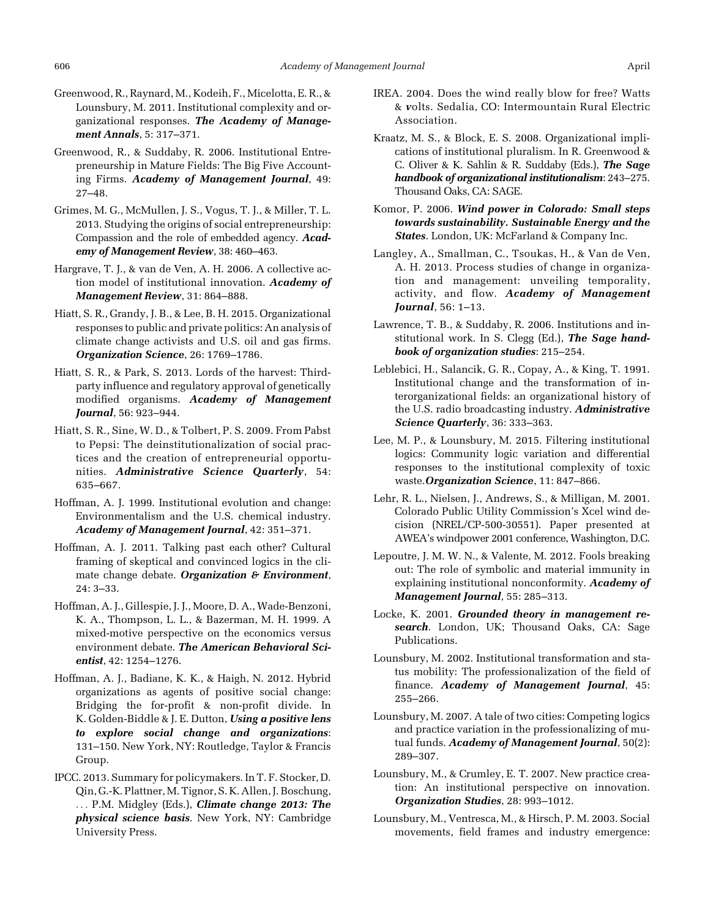Greenwood, R., Raynard, M., Kodeih, F., Micelotta, E. R., & Lounsbury, M. 2011. Institutional complexity and organizational responses. ***The Academy of Management Annals***, 5: 317–371.

Greenwood, R., & Suddaby, R. 2006. Institutional Entrepreneurship in Mature Fields: The Big Five Accounting Firms. ***Academy of Management Journal***, 49: 27–48.

Grimes, M. G., McMullen, J. S., Vogus, T. J., & Miller, T. L. 2013. Studying the origins of social entrepreneurship: Compassion and the role of embedded agency. ***Academy of Management Review***, 38: 460–463.

Hargrave, T. J., & van de Ven, A. H. 2006. A collective action model of institutional innovation. ***Academy of Management Review***, 31: 864–888.

Hiatt, S. R., Grandy, J. B., & Lee, B. H. 2015. Organizational responses to public and private politics: An analysis of climate change activists and U.S. oil and gas firms. ***Organization Science***, 26: 1769–1786.

Hiatt, S. R., & Park, S. 2013. Lords of the harvest: Third-party influence and regulatory approval of genetically modified organisms. ***Academy of Management Journal***, 56: 923–944.

Hiatt, S. R., Sine, W. D., & Tolbert, P. S. 2009. From Pabst to Pepsi: The deinstitutionalization of social practices and the creation of entrepreneurial opportunities. ***Administrative Science Quarterly***, 54: 635–667.

Hoffman, A. J. 1999. Institutional evolution and change: Environmentalism and the U.S. chemical industry. ***Academy of Management Journal***, 42: 351–371.

Hoffman, A. J. 2011. Talking past each other? Cultural framing of skeptical and convinced logics in the climate change debate. ***Organization & Environment***, 24: 3–33.

Hoffman, A. J., Gillespie, J. J., Moore, D. A., Wade-Benzoni, K. A., Thompson, L. L., & Bazerman, M. H. 1999. A mixed-motive perspective on the economics versus environment debate. ***The American Behavioral Scientist***, 42: 1254–1276.

Hoffman, A. J., Badiane, K. K., & Haigh, N. 2012. Hybrid organizations as agents of positive social change: Bridging the for-profit & non-profit divide. In K. Golden-Biddle & J. E. Dutton, ***Using a positive lens to explore social change and organizations***: 131–150. New York, NY: Routledge, Taylor & Francis Group.

IPCC. 2013. Summary for policymakers. In T. F. Stocker, D. Qin, G.-K. Plattner, M. Tignor, S. K. Allen, J. Boschung, . . . P.M. Midgley (Eds.), ***Climate change 2013: The physical science basis***. New York, NY: Cambridge University Press.

IREA. 2004. Does the wind really blow for free? Watts & *v*olts. Sedalia, CO: Intermountain Rural Electric Association.

Kraatz, M. S., & Block, E. S. 2008. Organizational implications of institutional pluralism. In R. Greenwood & C. Oliver & K. Sahlin & R. Suddaby (Eds.), ***The Sage handbook of organizational institutionalism***: 243–275. Thousand Oaks, CA: SAGE.

Komor, P. 2006. ***Wind power in Colorado: Small steps towards sustainability. Sustainable Energy and the States***. London, UK: McFarland & Company Inc.

Langley, A., Smallman, C., Tsoukas, H., & Van de Ven, A. H. 2013. Process studies of change in organization and management: unveiling temporality, activity, and flow. ***Academy of Management Journal***, 56: 1–13.

Lawrence, T. B., & Suddaby, R. 2006. Institutions and institutional work. In S. Clegg (Ed.), ***The Sage handbook of organization studies***: 215–254.

Leblebici, H., Salancik, G. R., Copay, A., & King, T. 1991. Institutional change and the transformation of interorganizational fields: an organizational history of the U.S. radio broadcasting industry. ***Administrative Science Quarterly***, 36: 333–363.

Lee, M. P., & Lounsbury, M. 2015. Filtering institutional logics: Community logic variation and differential responses to the institutional complexity of toxic waste.***Organization Science***, 11: 847–866.

Lehr, R. L., Nielsen, J., Andrews, S., & Milligan, M. 2001. Colorado Public Utility Commission's Xcel wind decision (NREL/CP-500-30551). Paper presented at AWEA's windpower 2001 conference, Washington, D.C.

Lepoutre, J. M. W. N., & Valente, M. 2012. Fools breaking out: The role of symbolic and material immunity in explaining institutional nonconformity. ***Academy of Management Journal***, 55: 285–313.

Locke, K. 2001. ***Grounded theory in management research***. London, UK; Thousand Oaks, CA: Sage Publications.

Lounsbury, M. 2002. Institutional transformation and status mobility: The professionalization of the field of finance. ***Academy of Management Journal***, 45: 255–266.

Lounsbury, M. 2007. A tale of two cities: Competing logics and practice variation in the professionalizing of mutual funds. ***Academy of Management Journal***, 50(2): 289–307.

Lounsbury, M., & Crumley, E. T. 2007. New practice creation: An institutional perspective on innovation. ***Organization Studies***, 28: 993–1012.

Lounsbury, M., Ventresca, M., & Hirsch, P. M. 2003. Social movements, field frames and industry emergence: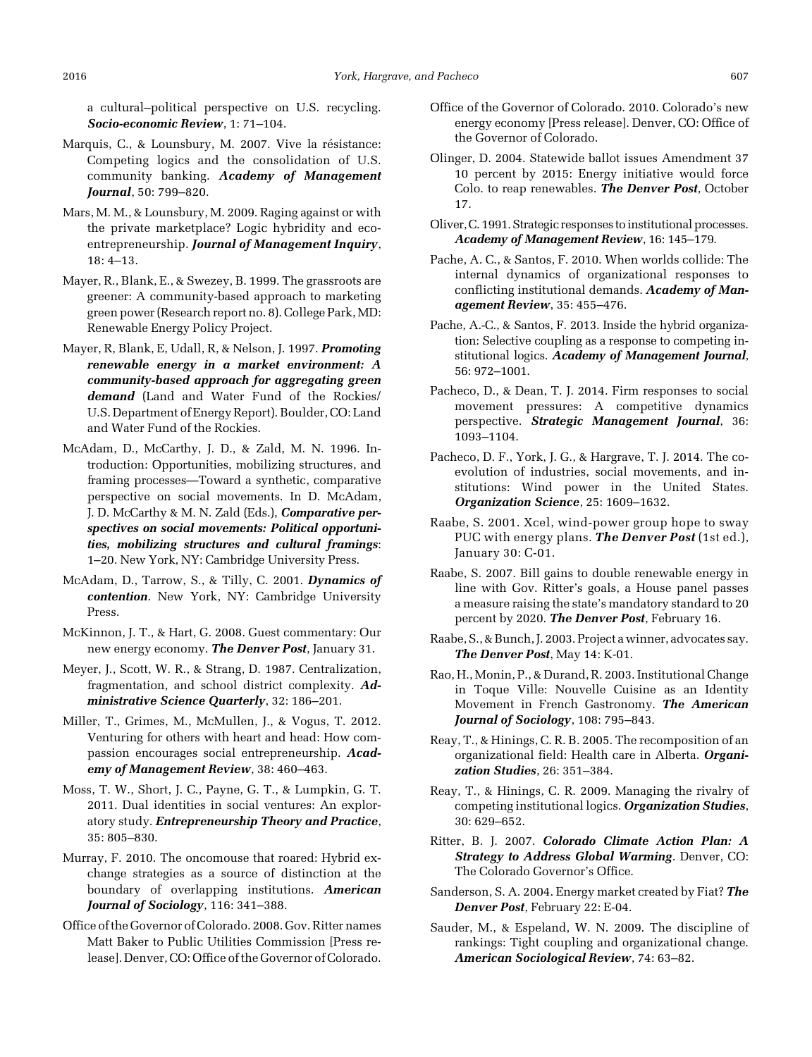a cultural–political perspective on U.S. recycling. ***Socio-economic Review***, 1: 71–104.

Marquis, C., & Lounsbury, M. 2007. Vive la résistance: Competing logics and the consolidation of U.S. community banking. ***Academy of Management Journal***, 50: 799–820.

Mars, M. M., & Lounsbury, M. 2009. Raging against or with the private marketplace? Logic hybridity and eco-entrepreneurship. ***Journal of Management Inquiry***, 18: 4–13.

Mayer, R., Blank, E., & Swezey, B. 1999. The grassroots are greener: A community-based approach to marketing green power (Research report no. 8). College Park, MD: Renewable Energy Policy Project.

Mayer, R, Blank, E, Udall, R, & Nelson, J. 1997. ***Promoting renewable energy in a market environment: A community-based approach for aggregating green demand*** (Land and Water Fund of the Rockies/ U.S. Department of Energy Report). Boulder, CO: Land and Water Fund of the Rockies.

McAdam, D., McCarthy, J. D., & Zald, M. N. 1996. Introduction: Opportunities, mobilizing structures, and framing processes—Toward a synthetic, comparative perspective on social movements. In D. McAdam, J. D. McCarthy & M. N. Zald (Eds.), ***Comparative perspectives on social movements: Political opportunities, mobilizing structures and cultural framings***: 1–20. New York, NY: Cambridge University Press.

McAdam, D., Tarrow, S., & Tilly, C. 2001. ***Dynamics of contention***. New York, NY: Cambridge University Press.

McKinnon, J. T., & Hart, G. 2008. Guest commentary: Our new energy economy. ***The Denver Post***, January 31.

Meyer, J., Scott, W. R., & Strang, D. 1987. Centralization, fragmentation, and school district complexity. ***Administrative Science Quarterly***, 32: 186–201.

Miller, T., Grimes, M., McMullen, J., & Vogus, T. 2012. Venturing for others with heart and head: How compassion encourages social entrepreneurship. ***Academy of Management Review***, 38: 460–463.

Moss, T. W., Short, J. C., Payne, G. T., & Lumpkin, G. T. 2011. Dual identities in social ventures: An exploratory study. ***Entrepreneurship Theory and Practice***, 35: 805–830.

Murray, F. 2010. The oncomouse that roared: Hybrid exchange strategies as a source of distinction at the boundary of overlapping institutions. ***American Journal of Sociology***, 116: 341–388.

Office of the Governor of Colorado. 2008. Gov. Ritter names Matt Baker to Public Utilities Commission [Press release]. Denver, CO: Office of the Governor of Colorado.

Office of the Governor of Colorado. 2010. Colorado's new energy economy [Press release]. Denver, CO: Office of the Governor of Colorado.

Olinger, D. 2004. Statewide ballot issues Amendment 37 10 percent by 2015: Energy initiative would force Colo. to reap renewables. ***The Denver Post***, October 17.

Oliver, C. 1991. Strategic responses to institutional processes. ***Academy of Management Review***, 16: 145–179.

Pache, A. C., & Santos, F. 2010. When worlds collide: The internal dynamics of organizational responses to conflicting institutional demands. ***Academy of Management Review***, 35: 455–476.

Pache, A.-C., & Santos, F. 2013. Inside the hybrid organization: Selective coupling as a response to competing institutional logics. ***Academy of Management Journal***, 56: 972–1001.

Pacheco, D., & Dean, T. J. 2014. Firm responses to social movement pressures: A competitive dynamics perspective. ***Strategic Management Journal***, 36: 1093–1104.

Pacheco, D. F., York, J. G., & Hargrave, T. J. 2014. The coevolution of industries, social movements, and institutions: Wind power in the United States. ***Organization Science***, 25: 1609–1632.

Raabe, S. 2001. Xcel, wind-power group hope to sway PUC with energy plans. ***The Denver Post*** (1st ed.), January 30: C-01.

Raabe, S. 2007. Bill gains to double renewable energy in line with Gov. Ritter's goals, a House panel passes a measure raising the state's mandatory standard to 20 percent by 2020. ***The Denver Post***, February 16.

Raabe, S., & Bunch, J. 2003. Project a winner, advocates say. ***The Denver Post***, May 14: K-01.

Rao, H., Monin, P., & Durand, R. 2003. Institutional Change in Toque Ville: Nouvelle Cuisine as an Identity Movement in French Gastronomy. ***The American Journal of Sociology***, 108: 795–843.

Reay, T., & Hinings, C. R. B. 2005. The recomposition of an organizational field: Health care in Alberta. ***Organization Studies***, 26: 351–384.

Reay, T., & Hinings, C. R. 2009. Managing the rivalry of competing institutional logics. ***Organization Studies***, 30: 629–652.

Ritter, B. J. 2007. ***Colorado Climate Action Plan: A Strategy to Address Global Warming***. Denver, CO: The Colorado Governor's Office.

Sanderson, S. A. 2004. Energy market created by Fiat? ***The Denver Post***, February 22: E-04.

Sauder, M., & Espeland, W. N. 2009. The discipline of rankings: Tight coupling and organizational change. ***American Sociological Review***, 74: 63–82.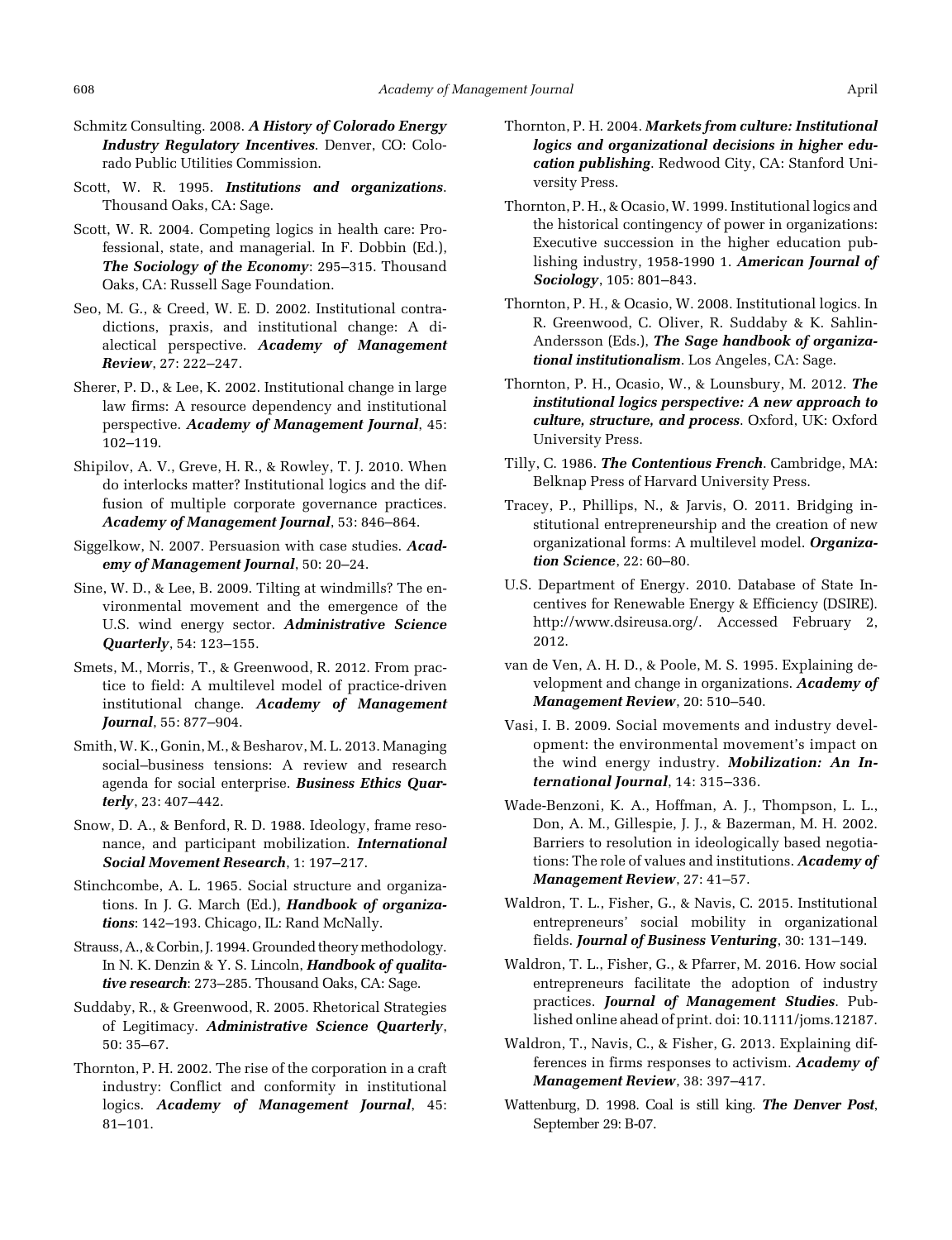Schmitz Consulting. 2008. ***A History of Colorado Energy Industry Regulatory Incentives***. Denver, CO: Colorado Public Utilities Commission.

Scott, W. R. 1995. ***Institutions and organizations***. Thousand Oaks, CA: Sage.

Scott, W. R. 2004. Competing logics in health care: Professional, state, and managerial. In F. Dobbin (Ed.), ***The Sociology of the Economy***: 295–315. Thousand Oaks, CA: Russell Sage Foundation.

Seo, M. G., & Creed, W. E. D. 2002. Institutional contradictions, praxis, and institutional change: A dialectical perspective. ***Academy of Management Review***, 27: 222–247.

Sherer, P. D., & Lee, K. 2002. Institutional change in large law firms: A resource dependency and institutional perspective. ***Academy of Management Journal***, 45: 102–119.

Shipilov, A. V., Greve, H. R., & Rowley, T. J. 2010. When do interlocks matter? Institutional logics and the diffusion of multiple corporate governance practices. ***Academy of Management Journal***, 53: 846–864.

Siggelkow, N. 2007. Persuasion with case studies. ***Academy of Management Journal***, 50: 20–24.

Sine, W. D., & Lee, B. 2009. Tilting at windmills? The environmental movement and the emergence of the U.S. wind energy sector. ***Administrative Science Quarterly***, 54: 123–155.

Smets, M., Morris, T., & Greenwood, R. 2012. From practice to field: A multilevel model of practice-driven institutional change. ***Academy of Management Journal***, 55: 877–904.

Smith, W. K., Gonin, M., & Besharov, M. L. 2013. Managing social–business tensions: A review and research agenda for social enterprise. ***Business Ethics Quarterly***, 23: 407–442.

Snow, D. A., & Benford, R. D. 1988. Ideology, frame resonance, and participant mobilization. ***International Social Movement Research***, 1: 197–217.

Stinchcombe, A. L. 1965. Social structure and organizations. In J. G. March (Ed.), ***Handbook of organizations***: 142–193. Chicago, IL: Rand McNally.

Strauss, A., & Corbin, J. 1994. Grounded theory methodology. In N. K. Denzin & Y. S. Lincoln, ***Handbook of qualitative research***: 273–285. Thousand Oaks, CA: Sage.

Suddaby, R., & Greenwood, R. 2005. Rhetorical Strategies of Legitimacy. ***Administrative Science Quarterly***, 50: 35–67.

Thornton, P. H. 2002. The rise of the corporation in a craft industry: Conflict and conformity in institutional logics. ***Academy of Management Journal***, 45: 81–101.

Thornton, P. H. 2004. ***Markets from culture: Institutional logics and organizational decisions in higher education publishing***. Redwood City, CA: Stanford University Press.

Thornton, P. H., & Ocasio, W. 1999. Institutional logics and the historical contingency of power in organizations: Executive succession in the higher education publishing industry, 1958-1990 1. ***American Journal of Sociology***, 105: 801–843.

Thornton, P. H., & Ocasio, W. 2008. Institutional logics. In R. Greenwood, C. Oliver, R. Suddaby & K. Sahlin-Andersson (Eds.), ***The Sage handbook of organizational institutionalism***. Los Angeles, CA: Sage.

Thornton, P. H., Ocasio, W., & Lounsbury, M. 2012. ***The institutional logics perspective: A new approach to culture, structure, and process***. Oxford, UK: Oxford University Press.

Tilly, C. 1986. ***The Contentious French***. Cambridge, MA: Belknap Press of Harvard University Press.

Tracey, P., Phillips, N., & Jarvis, O. 2011. Bridging institutional entrepreneurship and the creation of new organizational forms: A multilevel model. ***Organization Science***, 22: 60–80.

U.S. Department of Energy. 2010. Database of State Incentives for Renewable Energy & Efficiency (DSIRE). http://www.dsireusa.org/. Accessed February 2, 2012.

van de Ven, A. H. D., & Poole, M. S. 1995. Explaining development and change in organizations. ***Academy of Management Review***, 20: 510–540.

Vasi, I. B. 2009. Social movements and industry development: the environmental movement's impact on the wind energy industry. ***Mobilization: An International Journal***, 14: 315–336.

Wade-Benzoni, K. A., Hoffman, A. J., Thompson, L. L., Don, A. M., Gillespie, J. J., & Bazerman, M. H. 2002. Barriers to resolution in ideologically based negotiations: The role of values and institutions. ***Academy of Management Review***, 27: 41–57.

Waldron, T. L., Fisher, G., & Navis, C. 2015. Institutional entrepreneurs' social mobility in organizational fields. ***Journal of Business Venturing***, 30: 131–149.

Waldron, T. L., Fisher, G., & Pfarrer, M. 2016. How social entrepreneurs facilitate the adoption of industry practices. ***Journal of Management Studies***. Published online ahead of print. doi: 10.1111/joms.12187.

Waldron, T., Navis, C., & Fisher, G. 2013. Explaining differences in firms responses to activism. ***Academy of Management Review***, 38: 397–417.

Wattenburg, D. 1998. Coal is still king. ***The Denver Post***, September 29: B-07.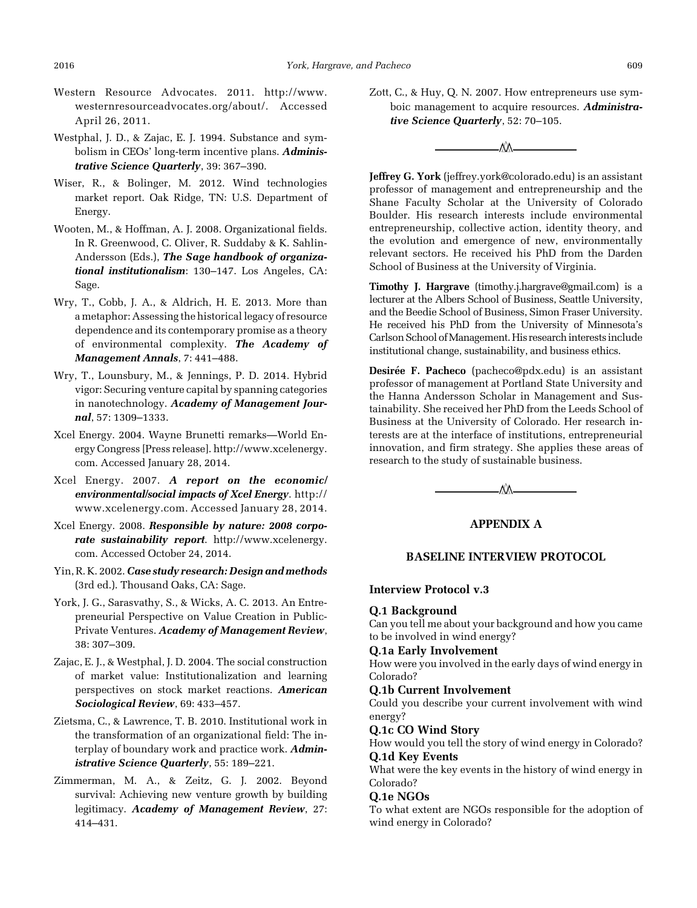Western Resource Advocates. 2011. http://www.westernresourceadvocates.org/about/. Accessed April 26, 2011.

Westphal, J. D., & Zajac, E. J. 1994. Substance and symbolism in CEOs' long-term incentive plans. ***Administrative Science Quarterly***, 39: 367–390.

Wiser, R., & Bolinger, M. 2012. Wind technologies market report. Oak Ridge, TN: U.S. Department of Energy.

Wooten, M., & Hoffman, A. J. 2008. Organizational fields. In R. Greenwood, C. Oliver, R. Suddaby & K. Sahlin-Andersson (Eds.), ***The Sage handbook of organizational institutionalism***: 130–147. Los Angeles, CA: Sage.

Wry, T., Cobb, J. A., & Aldrich, H. E. 2013. More than a metaphor: Assessing the historical legacy of resource dependence and its contemporary promise as a theory of environmental complexity. ***The Academy of Management Annals***, 7: 441–488.

Wry, T., Lounsbury, M., & Jennings, P. D. 2014. Hybrid vigor: Securing venture capital by spanning categories in nanotechnology. ***Academy of Management Journal***, 57: 1309–1333.

Xcel Energy. 2004. Wayne Brunetti remarks—World Energy Congress [Press release]. http://www.xcelenergy.com. Accessed January 28, 2014.

Xcel Energy. 2007. ***A report on the economic/environmental/social impacts of Xcel Energy***. http://www.xcelenergy.com. Accessed January 28, 2014.

Xcel Energy. 2008. ***Responsible by nature: 2008 corporate sustainability report***. http://www.xcelenergy.com. Accessed October 24, 2014.

Yin, R. K. 2002. ***Case study research: Design and methods*** (3rd ed.). Thousand Oaks, CA: Sage.

York, J. G., Sarasvathy, S., & Wicks, A. C. 2013. An Entrepreneurial Perspective on Value Creation in Public-Private Ventures. ***Academy of Management Review***, 38: 307–309.

Zajac, E. J., & Westphal, J. D. 2004. The social construction of market value: Institutionalization and learning perspectives on stock market reactions. ***American Sociological Review***, 69: 433–457.

Zietsma, C., & Lawrence, T. B. 2010. Institutional work in the transformation of an organizational field: The interplay of boundary work and practice work. ***Administrative Science Quarterly***, 55: 189–221.

Zimmerman, M. A., & Zeitz, G. J. 2002. Beyond survival: Achieving new venture growth by building legitimacy. ***Academy of Management Review***, 27: 414–431.

Zott, C., & Huy, Q. N. 2007. How entrepreneurs use symboic management to acquire resources. ***Administrative Science Quarterly***, 52: 70–105.

---

**Jeffrey G. York** (jeffrey.york@colorado.edu) is an assistant professor of management and entrepreneurship and the Shane Faculty Scholar at the University of Colorado Boulder. His research interests include environmental entrepreneurship, collective action, identity theory, and the evolution and emergence of new, environmentally relevant sectors. He received his PhD from the Darden School of Business at the University of Virginia.

**Timothy J. Hargrave** (timothy.j.hargrave@gmail.com) is a lecturer at the Albers School of Business, Seattle University, and the Beedie School of Business, Simon Fraser University. He received his PhD from the University of Minnesota's Carlson School of Management. His research interests include institutional change, sustainability, and business ethics.

**Desirée F. Pacheco** (pacheco@pdx.edu) is an assistant professor of management at Portland State University and the Hanna Andersson Scholar in Management and Sustainability. She received her PhD from the Leeds School of Business at the University of Colorado. Her research interests are at the interface of institutions, entrepreneurial innovation, and firm strategy. She applies these areas of research to the study of sustainable business.

---

## APPENDIX A

## BASELINE INTERVIEW PROTOCOL

### Interview Protocol v.3

**Q.1 Background**
Can you tell me about your background and how you came to be involved in wind energy?

**Q.1a Early Involvement**
How were you involved in the early days of wind energy in Colorado?

**Q.1b Current Involvement**
Could you describe your current involvement with wind energy?

**Q.1c CO Wind Story**
How would you tell the story of wind energy in Colorado?

**Q.1d Key Events**
What were the key events in the history of wind energy in Colorado?

**Q.1e NGOs**
To what extent are NGOs responsible for the adoption of wind energy in Colorado?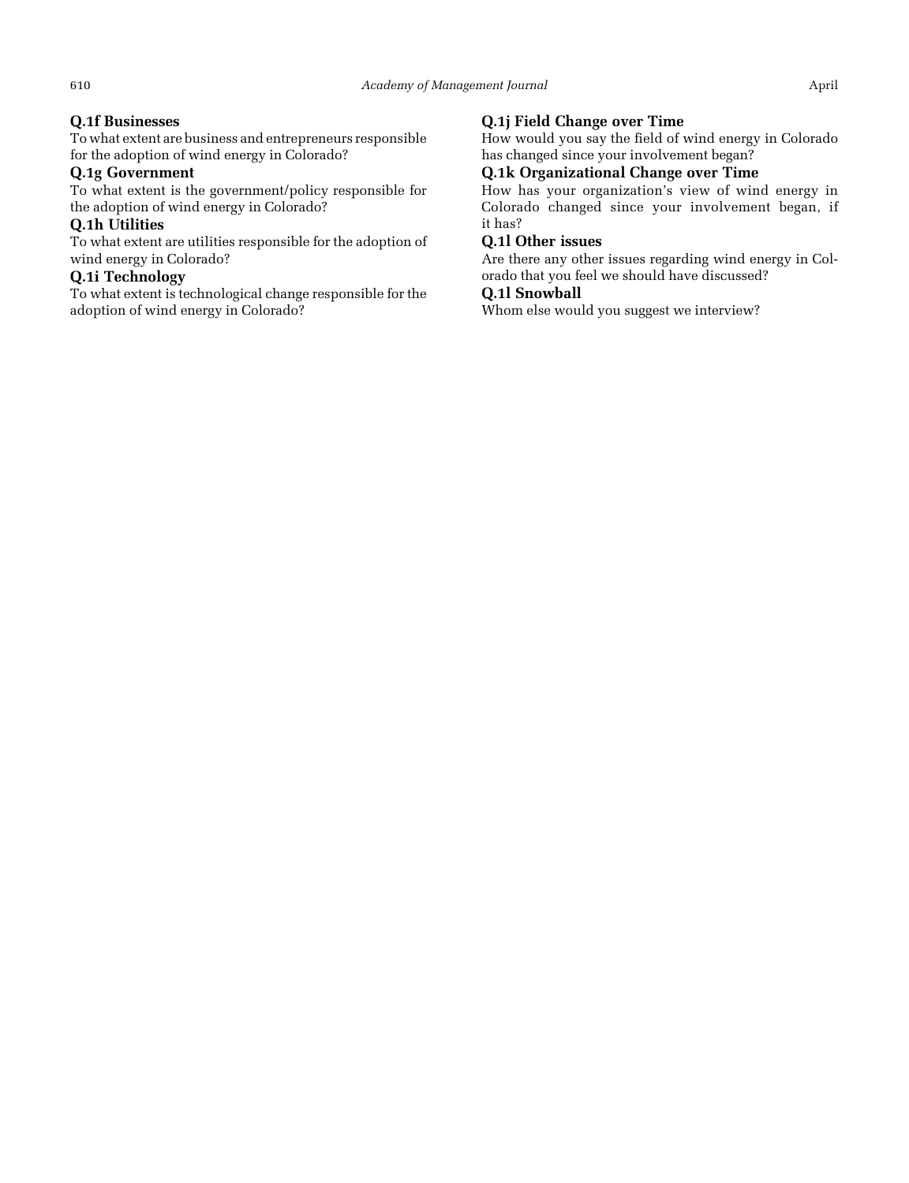**Q.1f Businesses**
To what extent are business and entrepreneurs responsible for the adoption of wind energy in Colorado?

**Q.1g Government**
To what extent is the government/policy responsible for the adoption of wind energy in Colorado?

**Q.1h Utilities**
To what extent are utilities responsible for the adoption of wind energy in Colorado?

**Q.1i Technology**
To what extent is technological change responsible for the adoption of wind energy in Colorado?

**Q.1j Field Change over Time**
How would you say the field of wind energy in Colorado has changed since your involvement began?

**Q.1k Organizational Change over Time**
How has your organization's view of wind energy in Colorado changed since your involvement began, if it has?

**Q.1l Other issues**
Are there any other issues regarding wind energy in Colorado that you feel we should have discussed?

**Q.1l Snowball**
Whom else would you suggest we interview?